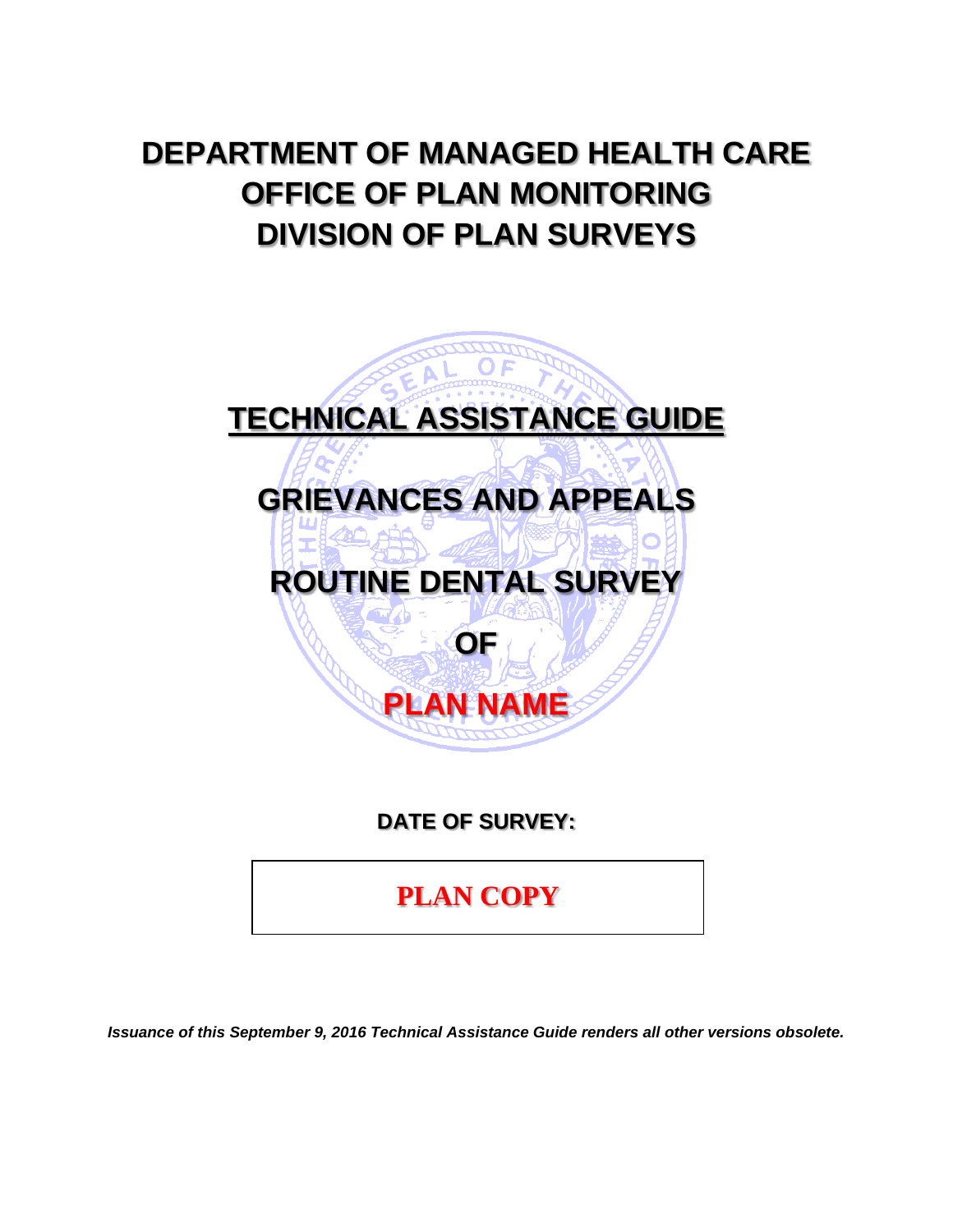# DEPARTMENT OF MANAGED HEALTH CARE
# OFFICE OF PLAN MONITORING
# DIVISION OF PLAN SURVEYS

## TECHNICAL ASSISTANCE GUIDE

## GRIEVANCES AND APPEALS

## ROUTINE DENTAL SURVEY

## OF

## PLAN NAME

**DATE OF SURVEY:**

**PLAN COPY**

***Issuance of this September 9, 2016 Technical Assistance Guide renders all other versions obsolete.***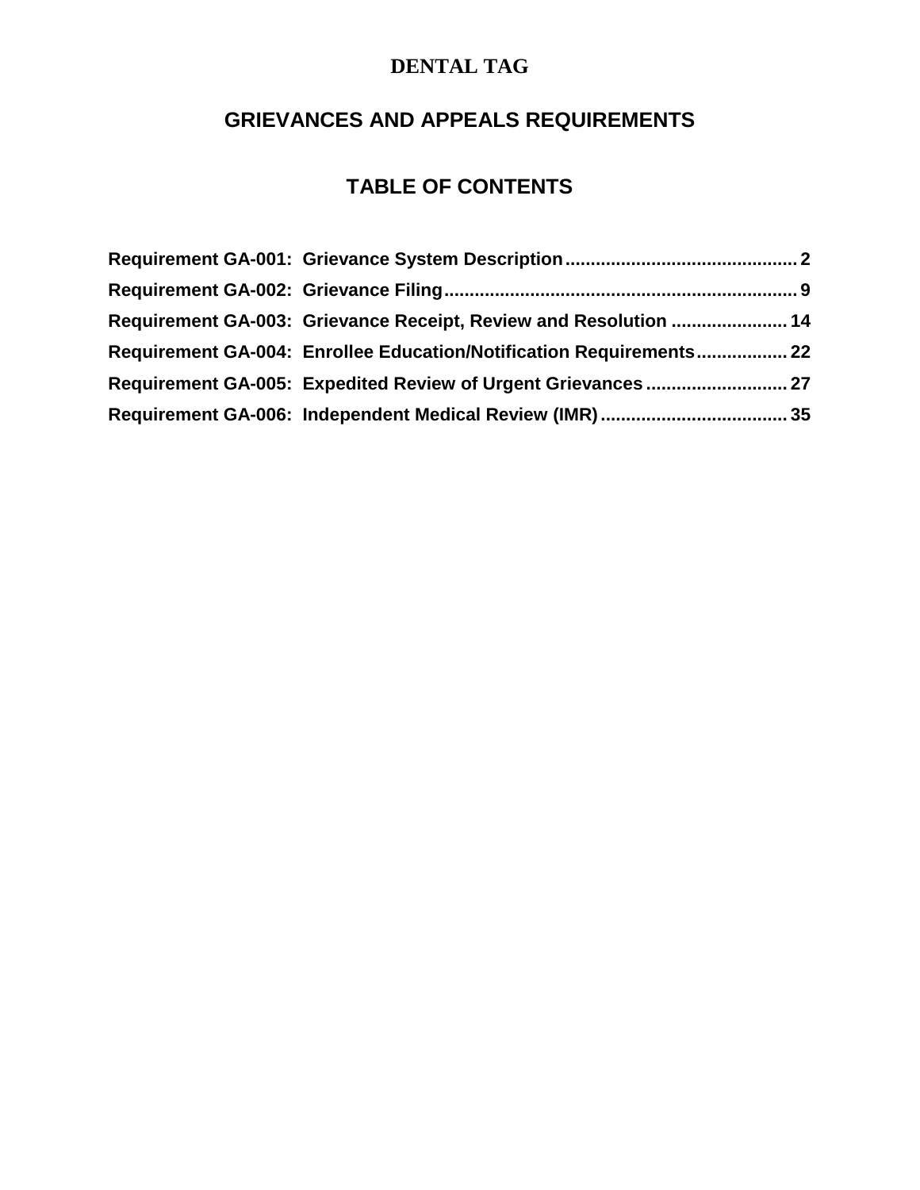# DENTAL TAG

## GRIEVANCES AND APPEALS REQUIREMENTS

## TABLE OF CONTENTS

**Requirement GA-001: Grievance System Description** .............................................. **2**

**Requirement GA-002: Grievance Filing** ..................................................................... **9**

**Requirement GA-003: Grievance Receipt, Review and Resolution** ....................... **14**

**Requirement GA-004: Enrollee Education/Notification Requirements** .................. **22**

**Requirement GA-005: Expedited Review of Urgent Grievances** ............................ **27**

**Requirement GA-006: Independent Medical Review (IMR)** ..................................... **35**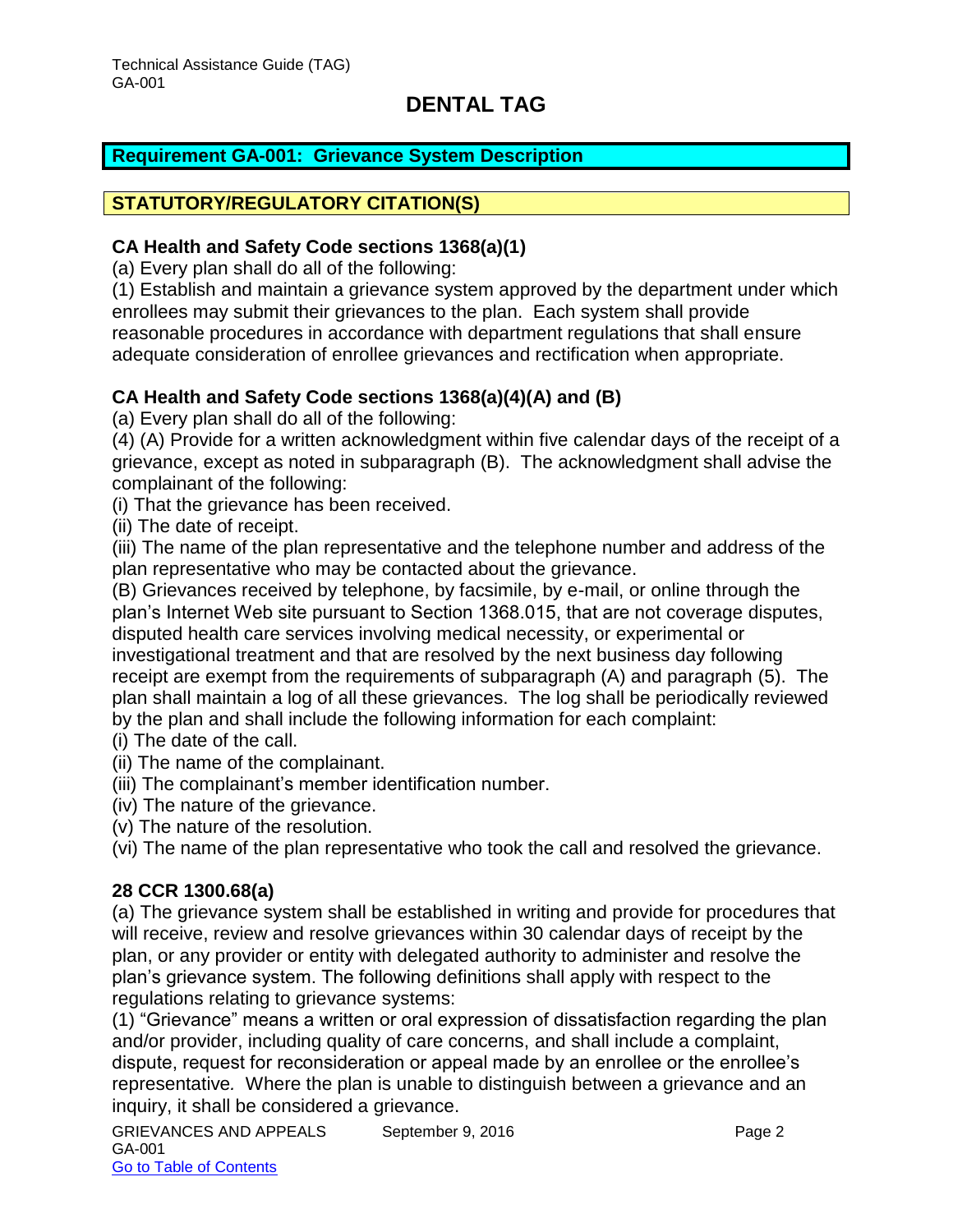# DENTAL TAG

## Requirement GA-001: Grievance System Description

## STATUTORY/REGULATORY CITATION(S)

**CA Health and Safety Code sections 1368(a)(1)**

(a) Every plan shall do all of the following:

(1) Establish and maintain a grievance system approved by the department under which enrollees may submit their grievances to the plan. Each system shall provide reasonable procedures in accordance with department regulations that shall ensure adequate consideration of enrollee grievances and rectification when appropriate.

**CA Health and Safety Code sections 1368(a)(4)(A) and (B)**

(a) Every plan shall do all of the following:

(4) (A) Provide for a written acknowledgment within five calendar days of the receipt of a grievance, except as noted in subparagraph (B). The acknowledgment shall advise the complainant of the following:

(i) That the grievance has been received.

(ii) The date of receipt.

(iii) The name of the plan representative and the telephone number and address of the plan representative who may be contacted about the grievance.

(B) Grievances received by telephone, by facsimile, by e-mail, or online through the plan's Internet Web site pursuant to Section 1368.015, that are not coverage disputes, disputed health care services involving medical necessity, or experimental or investigational treatment and that are resolved by the next business day following receipt are exempt from the requirements of subparagraph (A) and paragraph (5). The plan shall maintain a log of all these grievances. The log shall be periodically reviewed by the plan and shall include the following information for each complaint:

(i) The date of the call.

(ii) The name of the complainant.

(iii) The complainant's member identification number.

(iv) The nature of the grievance.

(v) The nature of the resolution.

(vi) The name of the plan representative who took the call and resolved the grievance.

**28 CCR 1300.68(a)**

(a) The grievance system shall be established in writing and provide for procedures that will receive, review and resolve grievances within 30 calendar days of receipt by the plan, or any provider or entity with delegated authority to administer and resolve the plan's grievance system. The following definitions shall apply with respect to the regulations relating to grievance systems:

(1) "Grievance" means a written or oral expression of dissatisfaction regarding the plan and/or provider, including quality of care concerns, and shall include a complaint, dispute, request for reconsideration or appeal made by an enrollee or the enrollee's representative. Where the plan is unable to distinguish between a grievance and an inquiry, it shall be considered a grievance.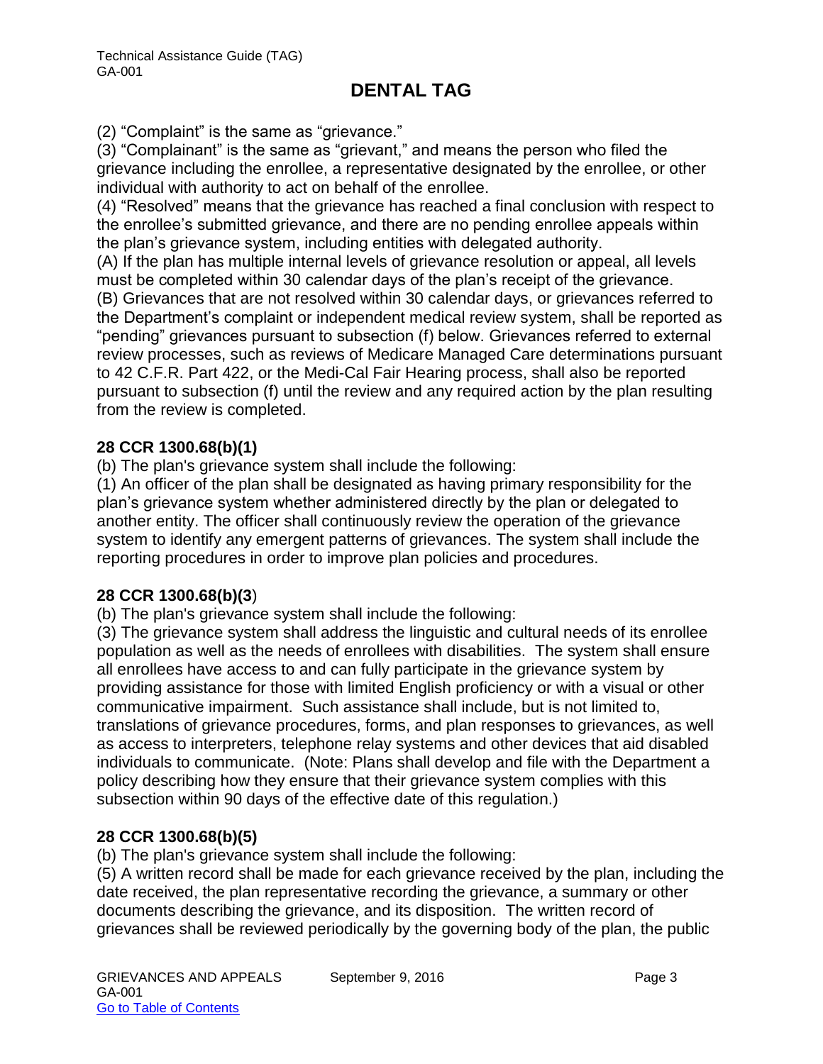(2) “Complaint” is the same as “grievance.”

(3) “Complainant” is the same as “grievant,” and means the person who filed the grievance including the enrollee, a representative designated by the enrollee, or other individual with authority to act on behalf of the enrollee.

(4) “Resolved” means that the grievance has reached a final conclusion with respect to the enrollee’s submitted grievance, and there are no pending enrollee appeals within the plan’s grievance system, including entities with delegated authority.

(A) If the plan has multiple internal levels of grievance resolution or appeal, all levels must be completed within 30 calendar days of the plan’s receipt of the grievance.

(B) Grievances that are not resolved within 30 calendar days, or grievances referred to the Department’s complaint or independent medical review system, shall be reported as “pending” grievances pursuant to subsection (f) below. Grievances referred to external review processes, such as reviews of Medicare Managed Care determinations pursuant to 42 C.F.R. Part 422, or the Medi-Cal Fair Hearing process, shall also be reported pursuant to subsection (f) until the review and any required action by the plan resulting from the review is completed.

**28 CCR 1300.68(b)(1)**

(b) The plan's grievance system shall include the following:

(1) An officer of the plan shall be designated as having primary responsibility for the plan’s grievance system whether administered directly by the plan or delegated to another entity. The officer shall continuously review the operation of the grievance system to identify any emergent patterns of grievances. The system shall include the reporting procedures in order to improve plan policies and procedures.

**28 CCR 1300.68(b)(3**)

(b) The plan's grievance system shall include the following:

(3) The grievance system shall address the linguistic and cultural needs of its enrollee population as well as the needs of enrollees with disabilities. The system shall ensure all enrollees have access to and can fully participate in the grievance system by providing assistance for those with limited English proficiency or with a visual or other communicative impairment. Such assistance shall include, but is not limited to, translations of grievance procedures, forms, and plan responses to grievances, as well as access to interpreters, telephone relay systems and other devices that aid disabled individuals to communicate. (Note: Plans shall develop and file with the Department a policy describing how they ensure that their grievance system complies with this subsection within 90 days of the effective date of this regulation.)

**28 CCR 1300.68(b)(5)**

(b) The plan's grievance system shall include the following:

(5) A written record shall be made for each grievance received by the plan, including the date received, the plan representative recording the grievance, a summary or other documents describing the grievance, and its disposition. The written record of grievances shall be reviewed periodically by the governing body of the plan, the public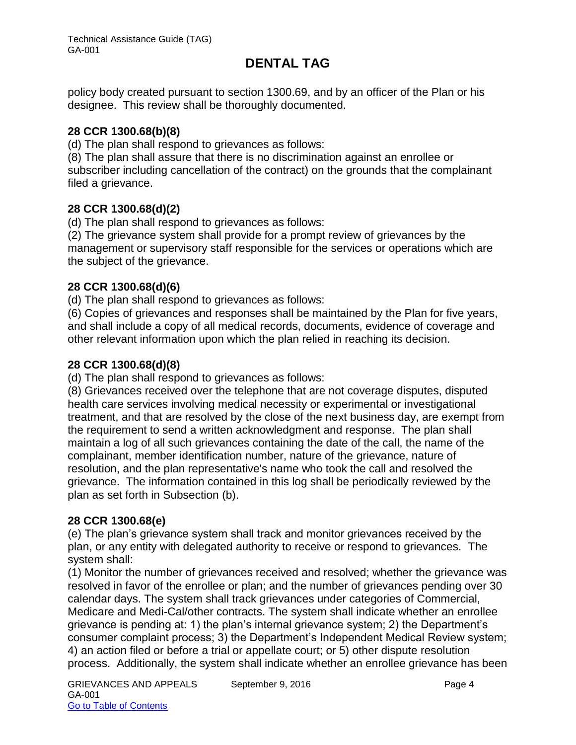policy body created pursuant to section 1300.69, and by an officer of the Plan or his designee. This review shall be thoroughly documented.

**28 CCR 1300.68(b)(8)**

(d) The plan shall respond to grievances as follows:

(8) The plan shall assure that there is no discrimination against an enrollee or subscriber including cancellation of the contract) on the grounds that the complainant filed a grievance.

**28 CCR 1300.68(d)(2)**

(d) The plan shall respond to grievances as follows:

(2) The grievance system shall provide for a prompt review of grievances by the management or supervisory staff responsible for the services or operations which are the subject of the grievance.

**28 CCR 1300.68(d)(6)**

(d) The plan shall respond to grievances as follows:

(6) Copies of grievances and responses shall be maintained by the Plan for five years, and shall include a copy of all medical records, documents, evidence of coverage and other relevant information upon which the plan relied in reaching its decision.

**28 CCR 1300.68(d)(8)**

(d) The plan shall respond to grievances as follows:

(8) Grievances received over the telephone that are not coverage disputes, disputed health care services involving medical necessity or experimental or investigational treatment, and that are resolved by the close of the next business day, are exempt from the requirement to send a written acknowledgment and response. The plan shall maintain a log of all such grievances containing the date of the call, the name of the complainant, member identification number, nature of the grievance, nature of resolution, and the plan representative's name who took the call and resolved the grievance. The information contained in this log shall be periodically reviewed by the plan as set forth in Subsection (b).

**28 CCR 1300.68(e)**

(e) The plan's grievance system shall track and monitor grievances received by the plan, or any entity with delegated authority to receive or respond to grievances. The system shall:

(1) Monitor the number of grievances received and resolved; whether the grievance was resolved in favor of the enrollee or plan; and the number of grievances pending over 30 calendar days. The system shall track grievances under categories of Commercial, Medicare and Medi-Cal/other contracts. The system shall indicate whether an enrollee grievance is pending at: 1) the plan's internal grievance system; 2) the Department's consumer complaint process; 3) the Department's Independent Medical Review system; 4) an action filed or before a trial or appellate court; or 5) other dispute resolution process. Additionally, the system shall indicate whether an enrollee grievance has been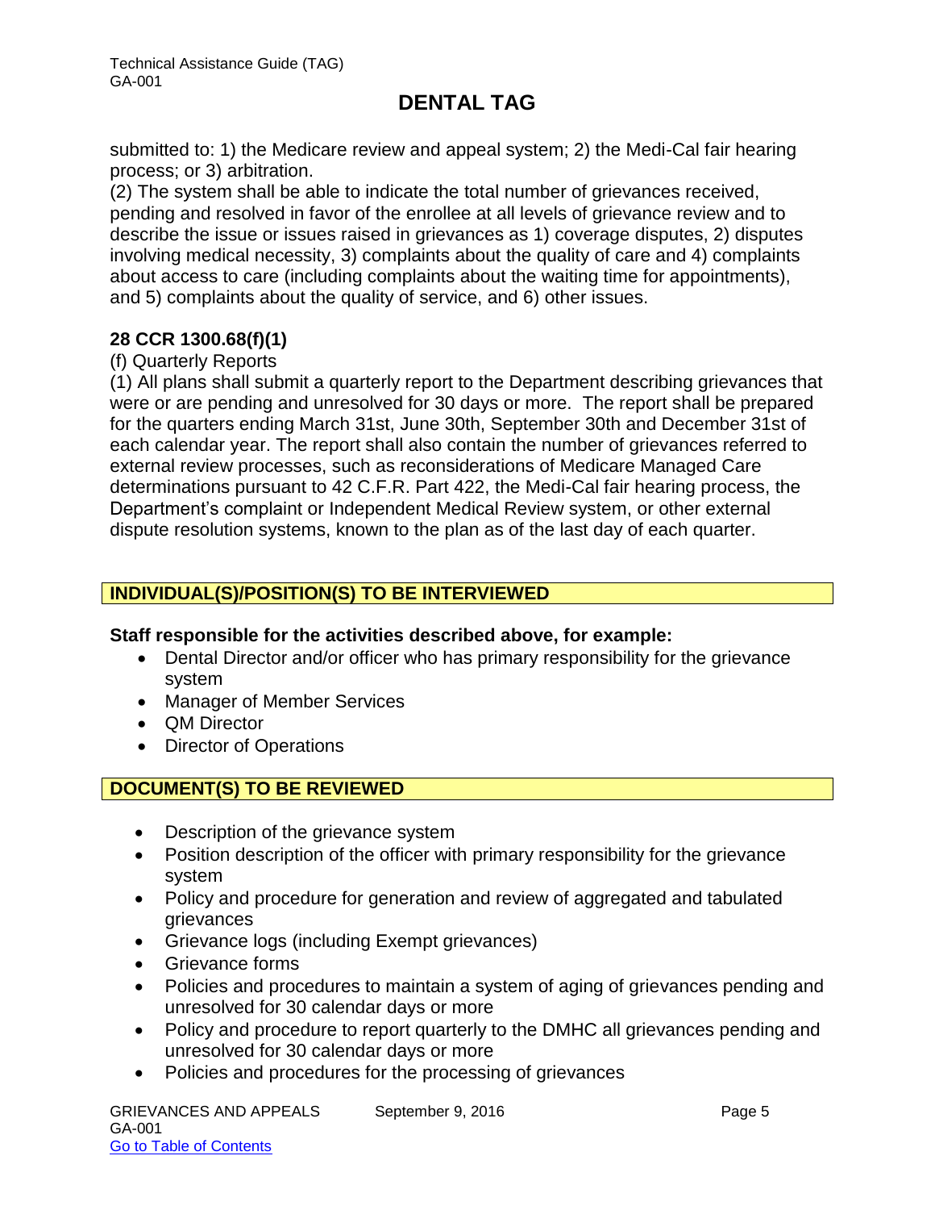submitted to: 1) the Medicare review and appeal system; 2) the Medi-Cal fair hearing process; or 3) arbitration.

(2) The system shall be able to indicate the total number of grievances received, pending and resolved in favor of the enrollee at all levels of grievance review and to describe the issue or issues raised in grievances as 1) coverage disputes, 2) disputes involving medical necessity, 3) complaints about the quality of care and 4) complaints about access to care (including complaints about the waiting time for appointments), and 5) complaints about the quality of service, and 6) other issues.

**28 CCR 1300.68(f)(1)**

(f) Quarterly Reports

(1) All plans shall submit a quarterly report to the Department describing grievances that were or are pending and unresolved for 30 days or more. The report shall be prepared for the quarters ending March 31st, June 30th, September 30th and December 31st of each calendar year. The report shall also contain the number of grievances referred to external review processes, such as reconsiderations of Medicare Managed Care determinations pursuant to 42 C.F.R. Part 422, the Medi-Cal fair hearing process, the Department's complaint or Independent Medical Review system, or other external dispute resolution systems, known to the plan as of the last day of each quarter.

## INDIVIDUAL(S)/POSITION(S) TO BE INTERVIEWED

**Staff responsible for the activities described above, for example:**

- Dental Director and/or officer who has primary responsibility for the grievance system
- Manager of Member Services
- QM Director
- Director of Operations

## DOCUMENT(S) TO BE REVIEWED

- Description of the grievance system
- Position description of the officer with primary responsibility for the grievance system
- Policy and procedure for generation and review of aggregated and tabulated grievances
- Grievance logs (including Exempt grievances)
- Grievance forms
- Policies and procedures to maintain a system of aging of grievances pending and unresolved for 30 calendar days or more
- Policy and procedure to report quarterly to the DMHC all grievances pending and unresolved for 30 calendar days or more
- Policies and procedures for the processing of grievances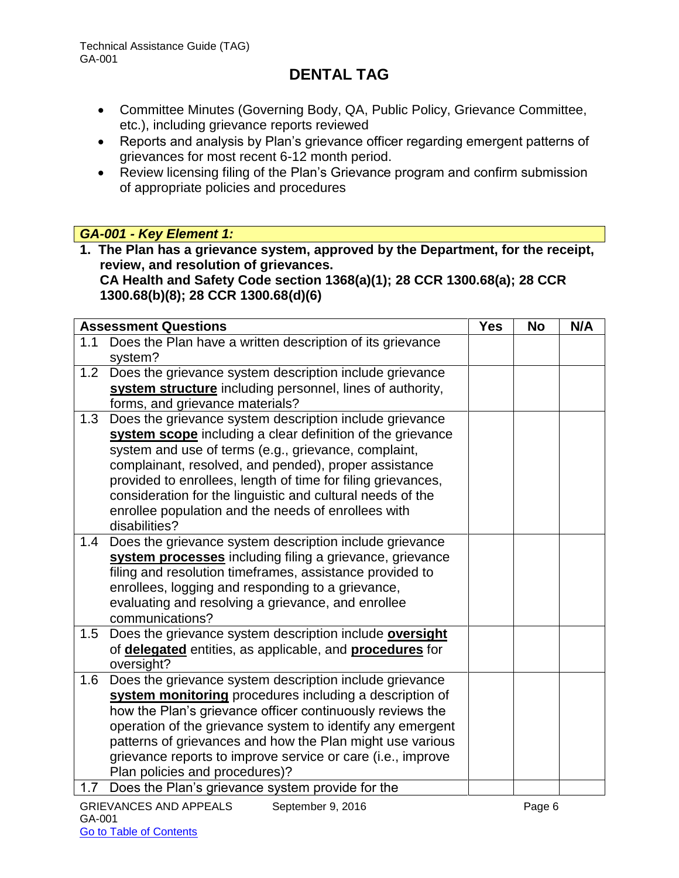# DENTAL TAG

- Committee Minutes (Governing Body, QA, Public Policy, Grievance Committee, etc.), including grievance reports reviewed
- Reports and analysis by Plan's grievance officer regarding emergent patterns of grievances for most recent 6-12 month period.
- Review licensing filing of the Plan's Grievance program and confirm submission of appropriate policies and procedures

***GA-001 - Key Element 1:***

**1. The Plan has a grievance system, approved by the Department, for the receipt, review, and resolution of grievances.
CA Health and Safety Code section 1368(a)(1); 28 CCR 1300.68(a); 28 CCR 1300.68(b)(8); 28 CCR 1300.68(d)(6)**

| Assessment Questions | Yes | No | N/A |
|---|---|---|---|
| 1.1 Does the Plan have a written description of its grievance system? | | | |
| 1.2 Does the grievance system description include grievance **system structure** including personnel, lines of authority, forms, and grievance materials? | | | |
| 1.3 Does the grievance system description include grievance **system scope** including a clear definition of the grievance system and use of terms (e.g., grievance, complaint, complainant, resolved, and pended), proper assistance provided to enrollees, length of time for filing grievances, consideration for the linguistic and cultural needs of the enrollee population and the needs of enrollees with disabilities? | | | |
| 1.4 Does the grievance system description include grievance **system processes** including filing a grievance, grievance filing and resolution timeframes, assistance provided to enrollees, logging and responding to a grievance, evaluating and resolving a grievance, and enrollee communications? | | | |
| 1.5 Does the grievance system description include **oversight** of **delegated** entities, as applicable, and **procedures** for oversight? | | | |
| 1.6 Does the grievance system description include grievance **system monitoring** procedures including a description of how the Plan's grievance officer continuously reviews the operation of the grievance system to identify any emergent patterns of grievances and how the Plan might use various grievance reports to improve service or care (i.e., improve Plan policies and procedures)? | | | |
| 1.7 Does the Plan's grievance system provide for the | | | |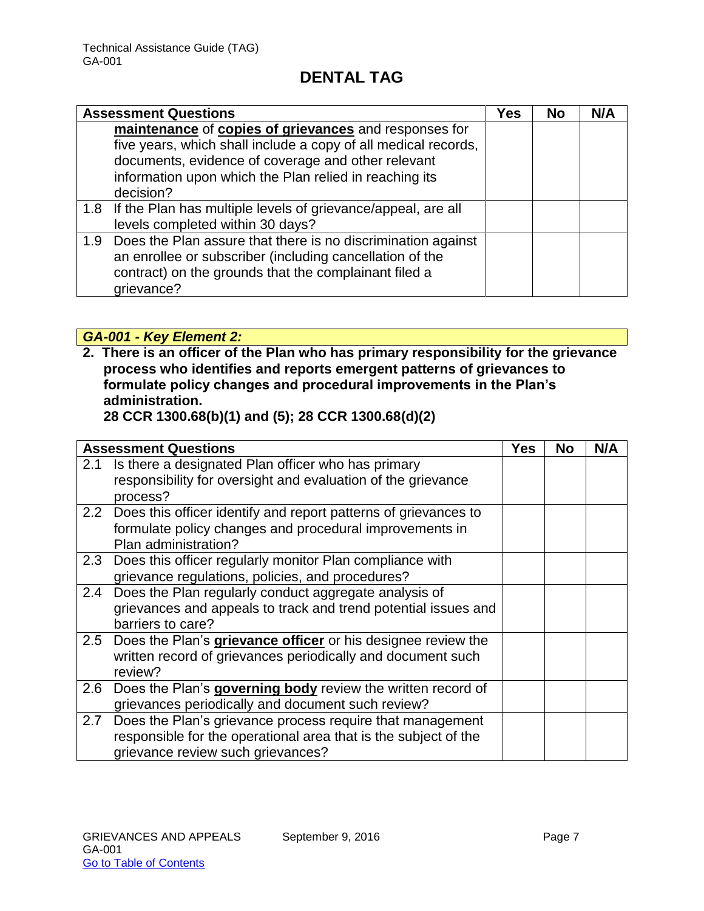# DENTAL TAG

| Assessment Questions | Yes | No | N/A |
| --- | --- | --- | --- |
| **maintenance** of **copies of grievances** and responses for five years, which shall include a copy of all medical records, documents, evidence of coverage and other relevant information upon which the Plan relied in reaching its decision? | | | |
| 1.8 If the Plan has multiple levels of grievance/appeal, are all levels completed within 30 days? | | | |
| 1.9 Does the Plan assure that there is no discrimination against an enrollee or subscriber (including cancellation of the contract) on the grounds that the complainant filed a grievance? | | | |

***GA-001 - Key Element 2:***

**2. There is an officer of the Plan who has primary responsibility for the grievance process who identifies and reports emergent patterns of grievances to formulate policy changes and procedural improvements in the Plan's administration.**
**28 CCR 1300.68(b)(1) and (5); 28 CCR 1300.68(d)(2)**

| Assessment Questions | Yes | No | N/A |
| --- | --- | --- | --- |
| 2.1 Is there a designated Plan officer who has primary responsibility for oversight and evaluation of the grievance process? | | | |
| 2.2 Does this officer identify and report patterns of grievances to formulate policy changes and procedural improvements in Plan administration? | | | |
| 2.3 Does this officer regularly monitor Plan compliance with grievance regulations, policies, and procedures? | | | |
| 2.4 Does the Plan regularly conduct aggregate analysis of grievances and appeals to track and trend potential issues and barriers to care? | | | |
| 2.5 Does the Plan's **grievance officer** or his designee review the written record of grievances periodically and document such review? | | | |
| 2.6 Does the Plan's **governing body** review the written record of grievances periodically and document such review? | | | |
| 2.7 Does the Plan's grievance process require that management responsible for the operational area that is the subject of the grievance review such grievances? | | | |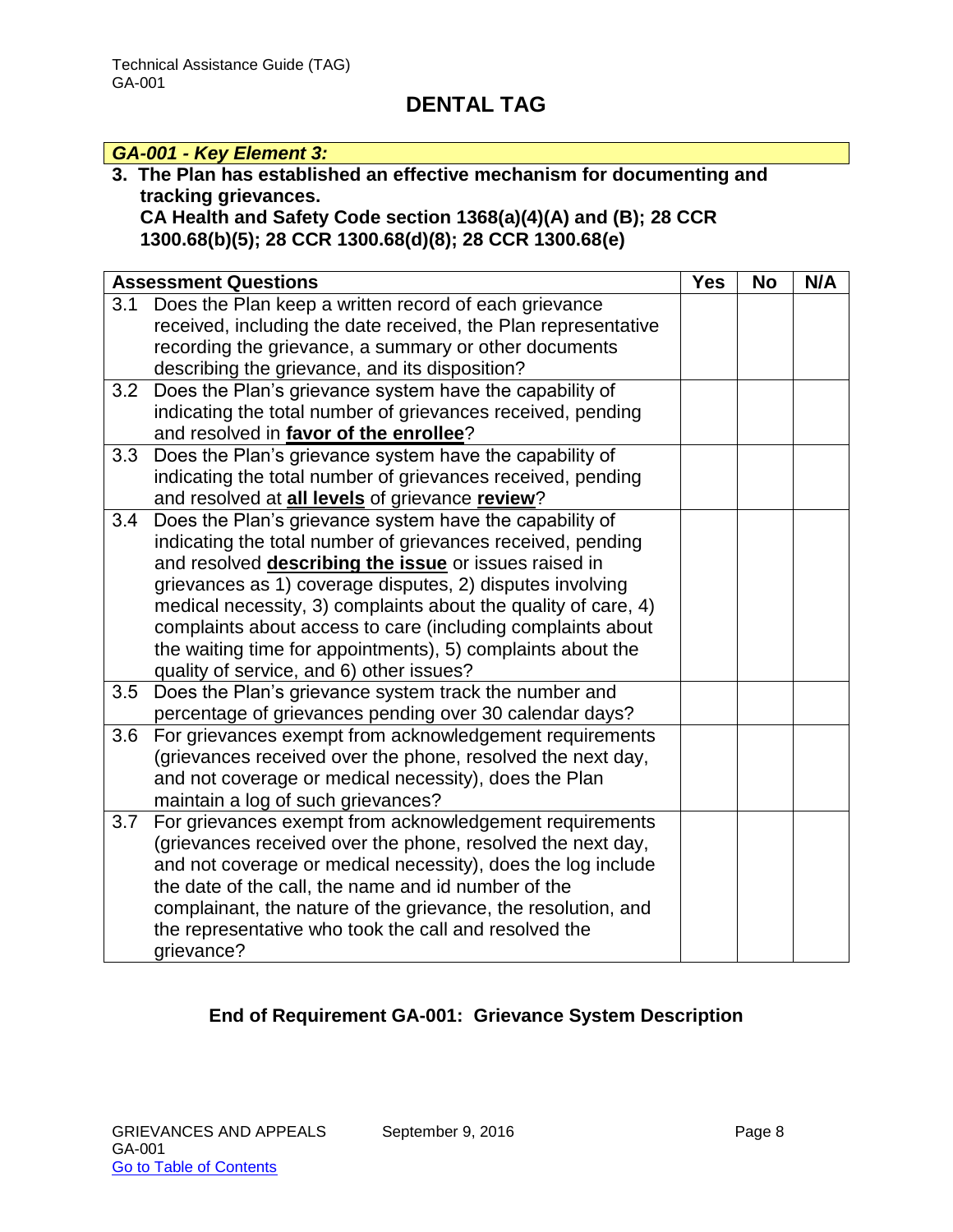# DENTAL TAG

***GA-001 - Key Element 3:***

**3. The Plan has established an effective mechanism for documenting and tracking grievances.**
**CA Health and Safety Code section 1368(a)(4)(A) and (B); 28 CCR 1300.68(b)(5); 28 CCR 1300.68(d)(8); 28 CCR 1300.68(e)**

| Assessment Questions | Yes | No | N/A |
|---|---|---|---|
| 3.1 Does the Plan keep a written record of each grievance received, including the date received, the Plan representative recording the grievance, a summary or other documents describing the grievance, and its disposition? | | | |
| 3.2 Does the Plan's grievance system have the capability of indicating the total number of grievances received, pending and resolved in **favor of the enrollee**? | | | |
| 3.3 Does the Plan's grievance system have the capability of indicating the total number of grievances received, pending and resolved at **all levels** of grievance **review**? | | | |
| 3.4 Does the Plan's grievance system have the capability of indicating the total number of grievances received, pending and resolved **describing the issue** or issues raised in grievances as 1) coverage disputes, 2) disputes involving medical necessity, 3) complaints about the quality of care, 4) complaints about access to care (including complaints about the waiting time for appointments), 5) complaints about the quality of service, and 6) other issues? | | | |
| 3.5 Does the Plan's grievance system track the number and percentage of grievances pending over 30 calendar days? | | | |
| 3.6 For grievances exempt from acknowledgement requirements (grievances received over the phone, resolved the next day, and not coverage or medical necessity), does the Plan maintain a log of such grievances? | | | |
| 3.7 For grievances exempt from acknowledgement requirements (grievances received over the phone, resolved the next day, and not coverage or medical necessity), does the log include the date of the call, the name and id number of the complainant, the nature of the grievance, the resolution, and the representative who took the call and resolved the grievance? | | | |

**End of Requirement GA-001: Grievance System Description**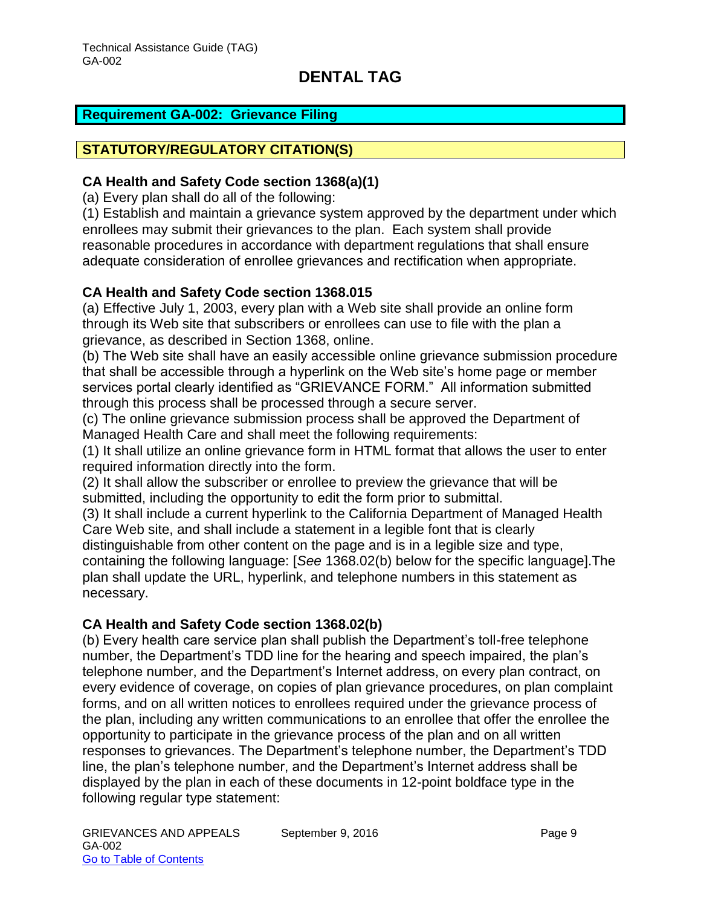# DENTAL TAG

## Requirement GA-002: Grievance Filing

## STATUTORY/REGULATORY CITATION(S)

**CA Health and Safety Code section 1368(a)(1)**

(a) Every plan shall do all of the following:

(1) Establish and maintain a grievance system approved by the department under which enrollees may submit their grievances to the plan. Each system shall provide reasonable procedures in accordance with department regulations that shall ensure adequate consideration of enrollee grievances and rectification when appropriate.

**CA Health and Safety Code section 1368.015**

(a) Effective July 1, 2003, every plan with a Web site shall provide an online form through its Web site that subscribers or enrollees can use to file with the plan a grievance, as described in Section 1368, online.

(b) The Web site shall have an easily accessible online grievance submission procedure that shall be accessible through a hyperlink on the Web site's home page or member services portal clearly identified as "GRIEVANCE FORM." All information submitted through this process shall be processed through a secure server.

(c) The online grievance submission process shall be approved the Department of Managed Health Care and shall meet the following requirements:

(1) It shall utilize an online grievance form in HTML format that allows the user to enter required information directly into the form.

(2) It shall allow the subscriber or enrollee to preview the grievance that will be submitted, including the opportunity to edit the form prior to submittal.

(3) It shall include a current hyperlink to the California Department of Managed Health Care Web site, and shall include a statement in a legible font that is clearly distinguishable from other content on the page and is in a legible size and type, containing the following language: [*See* 1368.02(b) below for the specific language].The plan shall update the URL, hyperlink, and telephone numbers in this statement as necessary.

**CA Health and Safety Code section 1368.02(b)**

(b) Every health care service plan shall publish the Department's toll-free telephone number, the Department's TDD line for the hearing and speech impaired, the plan's telephone number, and the Department's Internet address, on every plan contract, on every evidence of coverage, on copies of plan grievance procedures, on plan complaint forms, and on all written notices to enrollees required under the grievance process of the plan, including any written communications to an enrollee that offer the enrollee the opportunity to participate in the grievance process of the plan and on all written responses to grievances. The Department's telephone number, the Department's TDD line, the plan's telephone number, and the Department's Internet address shall be displayed by the plan in each of these documents in 12-point boldface type in the following regular type statement: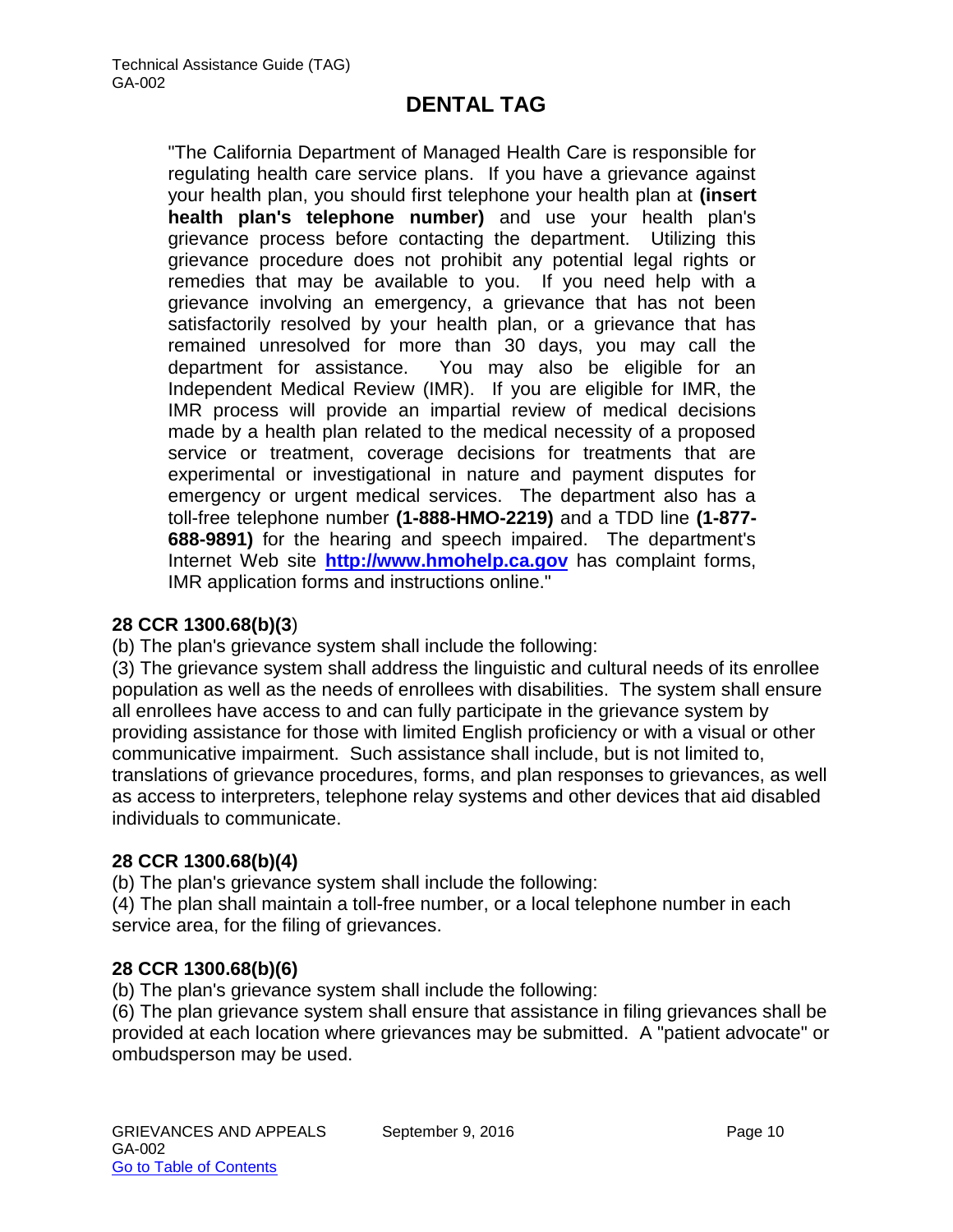"The California Department of Managed Health Care is responsible for regulating health care service plans. If you have a grievance against your health plan, you should first telephone your health plan at **(insert health plan's telephone number)** and use your health plan's grievance process before contacting the department. Utilizing this grievance procedure does not prohibit any potential legal rights or remedies that may be available to you. If you need help with a grievance involving an emergency, a grievance that has not been satisfactorily resolved by your health plan, or a grievance that has remained unresolved for more than 30 days, you may call the department for assistance. You may also be eligible for an Independent Medical Review (IMR). If you are eligible for IMR, the IMR process will provide an impartial review of medical decisions made by a health plan related to the medical necessity of a proposed service or treatment, coverage decisions for treatments that are experimental or investigational in nature and payment disputes for emergency or urgent medical services. The department also has a toll-free telephone number **(1-888-HMO-2219)** and a TDD line **(1-877-688-9891)** for the hearing and speech impaired. The department's Internet Web site **[http://www.hmohelp.ca.gov](http://www.hmohelp.ca.gov)** has complaint forms, IMR application forms and instructions online."

**28 CCR 1300.68(b)(3**)

(b) The plan's grievance system shall include the following:

(3) The grievance system shall address the linguistic and cultural needs of its enrollee population as well as the needs of enrollees with disabilities. The system shall ensure all enrollees have access to and can fully participate in the grievance system by providing assistance for those with limited English proficiency or with a visual or other communicative impairment. Such assistance shall include, but is not limited to, translations of grievance procedures, forms, and plan responses to grievances, as well as access to interpreters, telephone relay systems and other devices that aid disabled individuals to communicate.

**28 CCR 1300.68(b)(4)**

(b) The plan's grievance system shall include the following:

(4) The plan shall maintain a toll-free number, or a local telephone number in each service area, for the filing of grievances.

**28 CCR 1300.68(b)(6)**

(b) The plan's grievance system shall include the following:

(6) The plan grievance system shall ensure that assistance in filing grievances shall be provided at each location where grievances may be submitted. A "patient advocate" or ombudsperson may be used.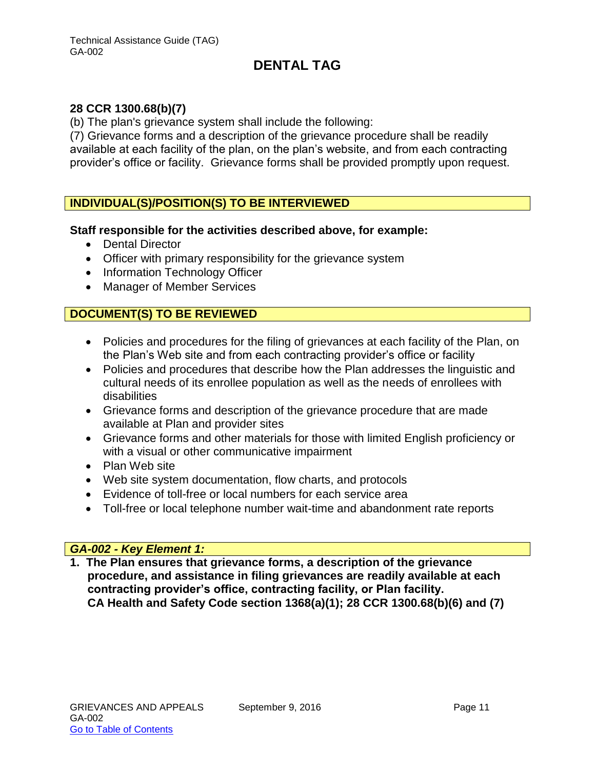## 28 CCR 1300.68(b)(7)

(b) The plan's grievance system shall include the following:

(7) Grievance forms and a description of the grievance procedure shall be readily available at each facility of the plan, on the plan's website, and from each contracting provider's office or facility. Grievance forms shall be provided promptly upon request.

### INDIVIDUAL(S)/POSITION(S) TO BE INTERVIEWED

**Staff responsible for the activities described above, for example:**

- Dental Director
- Officer with primary responsibility for the grievance system
- Information Technology Officer
- Manager of Member Services

### DOCUMENT(S) TO BE REVIEWED

- Policies and procedures for the filing of grievances at each facility of the Plan, on the Plan's Web site and from each contracting provider's office or facility
- Policies and procedures that describe how the Plan addresses the linguistic and cultural needs of its enrollee population as well as the needs of enrollees with disabilities
- Grievance forms and description of the grievance procedure that are made available at Plan and provider sites
- Grievance forms and other materials for those with limited English proficiency or with a visual or other communicative impairment
- Plan Web site
- Web site system documentation, flow charts, and protocols
- Evidence of toll-free or local numbers for each service area
- Toll-free or local telephone number wait-time and abandonment rate reports

### *GA-002 - Key Element 1:*

**1. The Plan ensures that grievance forms, a description of the grievance procedure, and assistance in filing grievances are readily available at each contracting provider's office, contracting facility, or Plan facility.**
**CA Health and Safety Code section 1368(a)(1); 28 CCR 1300.68(b)(6) and (7)**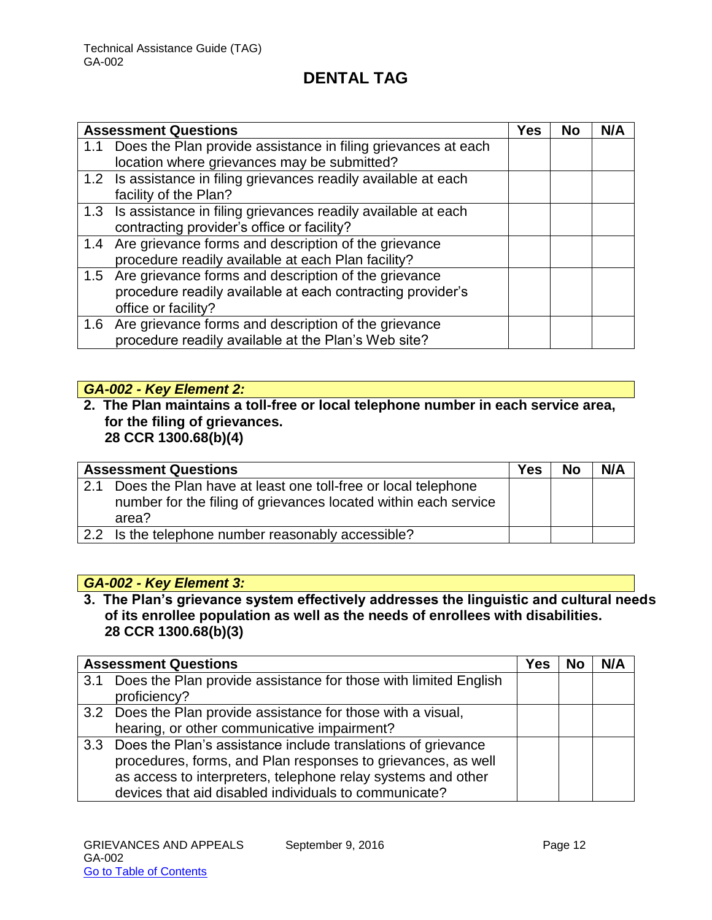| Assessment Questions | Yes | No | N/A |
|---|---|---|---|
| 1.1 Does the Plan provide assistance in filing grievances at each location where grievances may be submitted? | | | |
| 1.2 Is assistance in filing grievances readily available at each facility of the Plan? | | | |
| 1.3 Is assistance in filing grievances readily available at each contracting provider's office or facility? | | | |
| 1.4 Are grievance forms and description of the grievance procedure readily available at each Plan facility? | | | |
| 1.5 Are grievance forms and description of the grievance procedure readily available at each contracting provider's office or facility? | | | |
| 1.6 Are grievance forms and description of the grievance procedure readily available at the Plan's Web site? | | | |

### *GA-002 - Key Element 2:*

**2. The Plan maintains a toll-free or local telephone number in each service area, for the filing of grievances.**
**28 CCR 1300.68(b)(4)**

| Assessment Questions | Yes | No | N/A |
|---|---|---|---|
| 2.1 Does the Plan have at least one toll-free or local telephone number for the filing of grievances located within each service area? | | | |
| 2.2 Is the telephone number reasonably accessible? | | | |

### *GA-002 - Key Element 3:*

**3. The Plan's grievance system effectively addresses the linguistic and cultural needs of its enrollee population as well as the needs of enrollees with disabilities.**
**28 CCR 1300.68(b)(3)**

| Assessment Questions | Yes | No | N/A |
|---|---|---|---|
| 3.1 Does the Plan provide assistance for those with limited English proficiency? | | | |
| 3.2 Does the Plan provide assistance for those with a visual, hearing, or other communicative impairment? | | | |
| 3.3 Does the Plan's assistance include translations of grievance procedures, forms, and Plan responses to grievances, as well as access to interpreters, telephone relay systems and other devices that aid disabled individuals to communicate? | | | |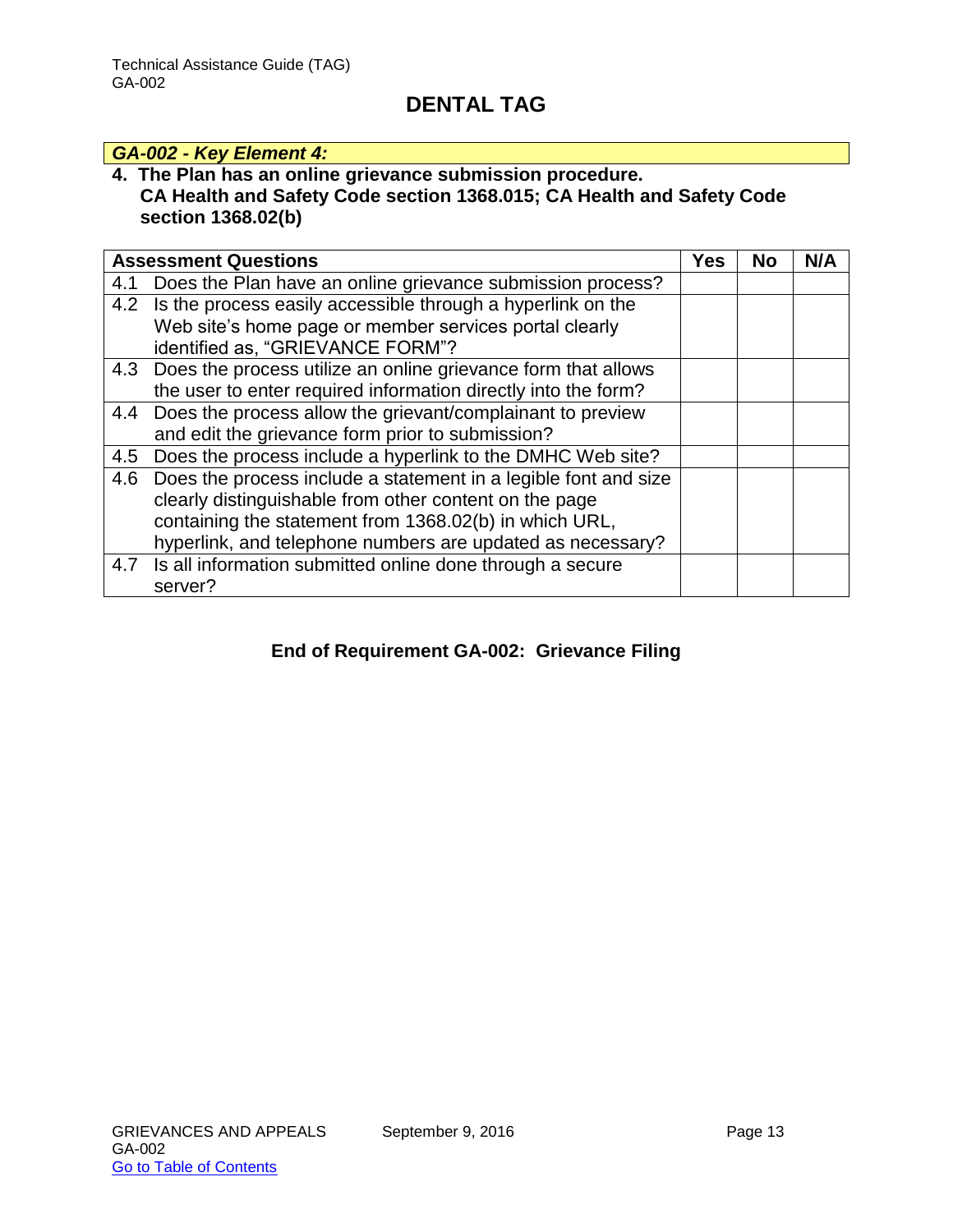## DENTAL TAG

***GA-002 - Key Element 4:***

**4. The Plan has an online grievance submission procedure.**
**CA Health and Safety Code section 1368.015; CA Health and Safety Code section 1368.02(b)**

| Assessment Questions | Yes | No | N/A |
|---|---|---|---|
| 4.1 Does the Plan have an online grievance submission process? | | | |
| 4.2 Is the process easily accessible through a hyperlink on the Web site's home page or member services portal clearly identified as, "GRIEVANCE FORM"? | | | |
| 4.3 Does the process utilize an online grievance form that allows the user to enter required information directly into the form? | | | |
| 4.4 Does the process allow the grievant/complainant to preview and edit the grievance form prior to submission? | | | |
| 4.5 Does the process include a hyperlink to the DMHC Web site? | | | |
| 4.6 Does the process include a statement in a legible font and size clearly distinguishable from other content on the page containing the statement from 1368.02(b) in which URL, hyperlink, and telephone numbers are updated as necessary? | | | |
| 4.7 Is all information submitted online done through a secure server? | | | |

**End of Requirement GA-002: Grievance Filing**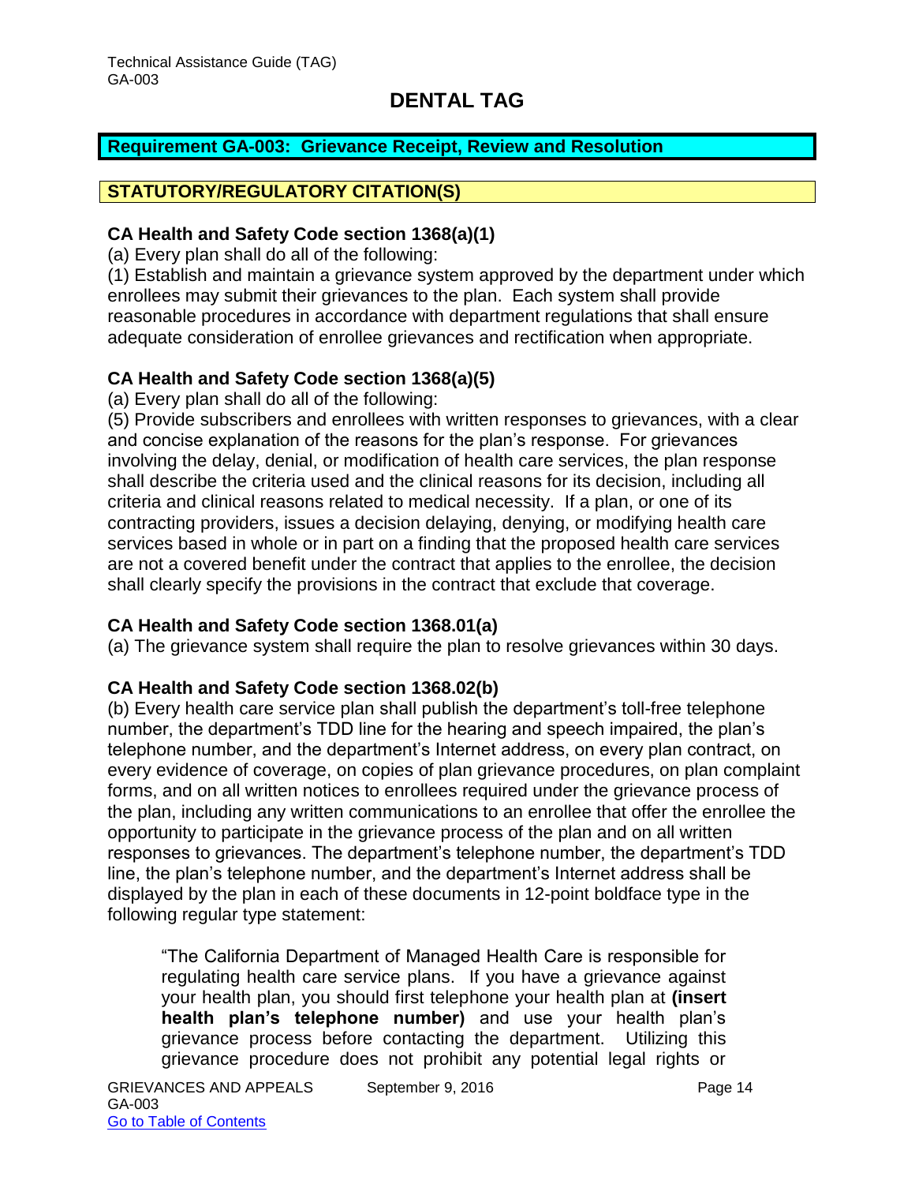# DENTAL TAG

## Requirement GA-003: Grievance Receipt, Review and Resolution

### STATUTORY/REGULATORY CITATION(S)

**CA Health and Safety Code section 1368(a)(1)**

(a) Every plan shall do all of the following:

(1) Establish and maintain a grievance system approved by the department under which enrollees may submit their grievances to the plan. Each system shall provide reasonable procedures in accordance with department regulations that shall ensure adequate consideration of enrollee grievances and rectification when appropriate.

**CA Health and Safety Code section 1368(a)(5)**

(a) Every plan shall do all of the following:

(5) Provide subscribers and enrollees with written responses to grievances, with a clear and concise explanation of the reasons for the plan's response. For grievances involving the delay, denial, or modification of health care services, the plan response shall describe the criteria used and the clinical reasons for its decision, including all criteria and clinical reasons related to medical necessity. If a plan, or one of its contracting providers, issues a decision delaying, denying, or modifying health care services based in whole or in part on a finding that the proposed health care services are not a covered benefit under the contract that applies to the enrollee, the decision shall clearly specify the provisions in the contract that exclude that coverage.

**CA Health and Safety Code section 1368.01(a)**

(a) The grievance system shall require the plan to resolve grievances within 30 days.

**CA Health and Safety Code section 1368.02(b)**

(b) Every health care service plan shall publish the department's toll-free telephone number, the department's TDD line for the hearing and speech impaired, the plan's telephone number, and the department's Internet address, on every plan contract, on every evidence of coverage, on copies of plan grievance procedures, on plan complaint forms, and on all written notices to enrollees required under the grievance process of the plan, including any written communications to an enrollee that offer the enrollee the opportunity to participate in the grievance process of the plan and on all written responses to grievances. The department's telephone number, the department's TDD line, the plan's telephone number, and the department's Internet address shall be displayed by the plan in each of these documents in 12-point boldface type in the following regular type statement:

> "The California Department of Managed Health Care is responsible for regulating health care service plans. If you have a grievance against your health plan, you should first telephone your health plan at **(insert health plan's telephone number)** and use your health plan's grievance process before contacting the department. Utilizing this grievance procedure does not prohibit any potential legal rights or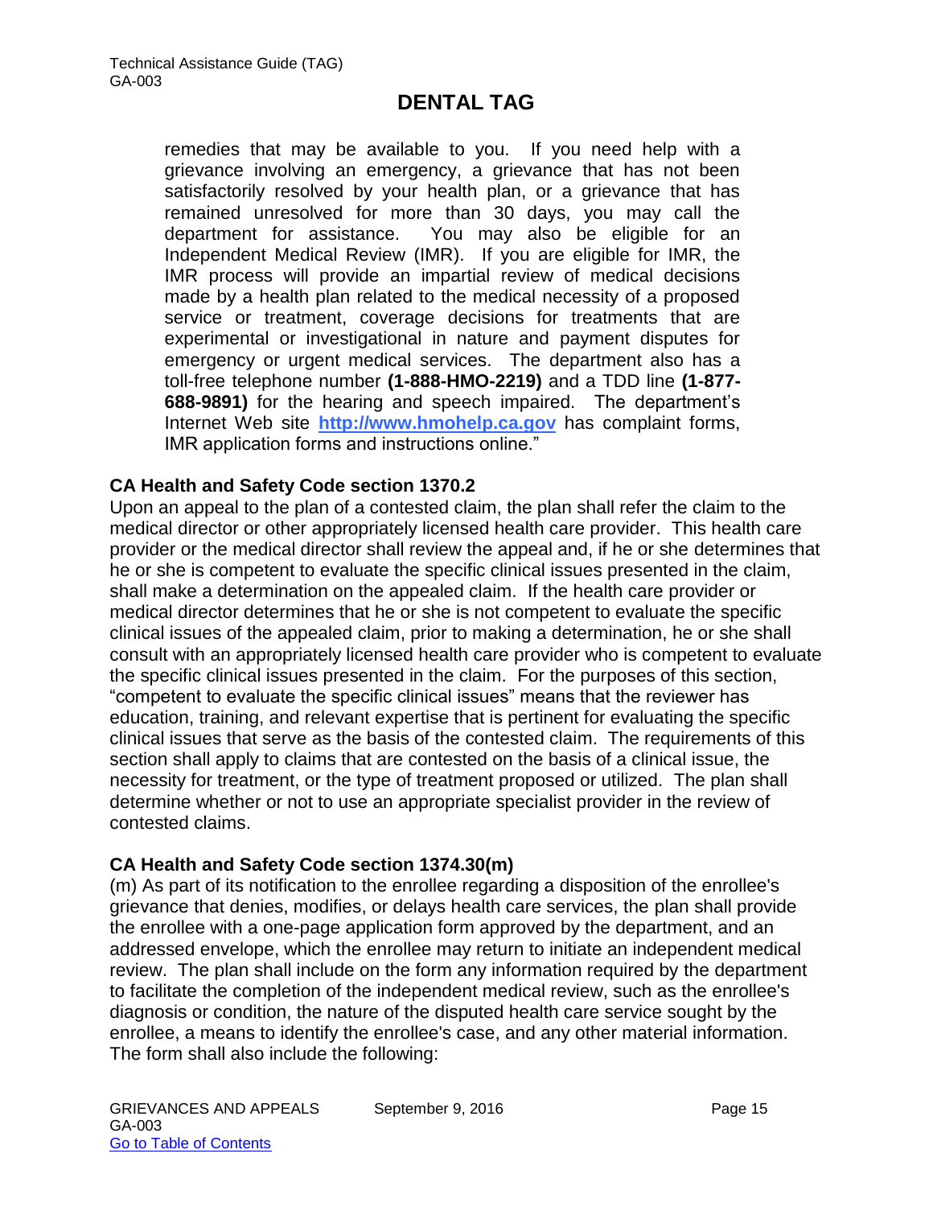remedies that may be available to you. If you need help with a grievance involving an emergency, a grievance that has not been satisfactorily resolved by your health plan, or a grievance that has remained unresolved for more than 30 days, you may call the department for assistance. You may also be eligible for an Independent Medical Review (IMR). If you are eligible for IMR, the IMR process will provide an impartial review of medical decisions made by a health plan related to the medical necessity of a proposed service or treatment, coverage decisions for treatments that are experimental or investigational in nature and payment disputes for emergency or urgent medical services. The department also has a toll-free telephone number **(1-888-HMO-2219)** and a TDD line **(1-877-688-9891)** for the hearing and speech impaired. The department's Internet Web site **[http://www.hmohelp.ca.gov](http://www.hmohelp.ca.gov)** has complaint forms, IMR application forms and instructions online."

**CA Health and Safety Code section 1370.2**

Upon an appeal to the plan of a contested claim, the plan shall refer the claim to the medical director or other appropriately licensed health care provider. This health care provider or the medical director shall review the appeal and, if he or she determines that he or she is competent to evaluate the specific clinical issues presented in the claim, shall make a determination on the appealed claim. If the health care provider or medical director determines that he or she is not competent to evaluate the specific clinical issues of the appealed claim, prior to making a determination, he or she shall consult with an appropriately licensed health care provider who is competent to evaluate the specific clinical issues presented in the claim. For the purposes of this section, "competent to evaluate the specific clinical issues" means that the reviewer has education, training, and relevant expertise that is pertinent for evaluating the specific clinical issues that serve as the basis of the contested claim. The requirements of this section shall apply to claims that are contested on the basis of a clinical issue, the necessity for treatment, or the type of treatment proposed or utilized. The plan shall determine whether or not to use an appropriate specialist provider in the review of contested claims.

**CA Health and Safety Code section 1374.30(m)**

(m) As part of its notification to the enrollee regarding a disposition of the enrollee's grievance that denies, modifies, or delays health care services, the plan shall provide the enrollee with a one-page application form approved by the department, and an addressed envelope, which the enrollee may return to initiate an independent medical review. The plan shall include on the form any information required by the department to facilitate the completion of the independent medical review, such as the enrollee's diagnosis or condition, the nature of the disputed health care service sought by the enrollee, a means to identify the enrollee's case, and any other material information. The form shall also include the following: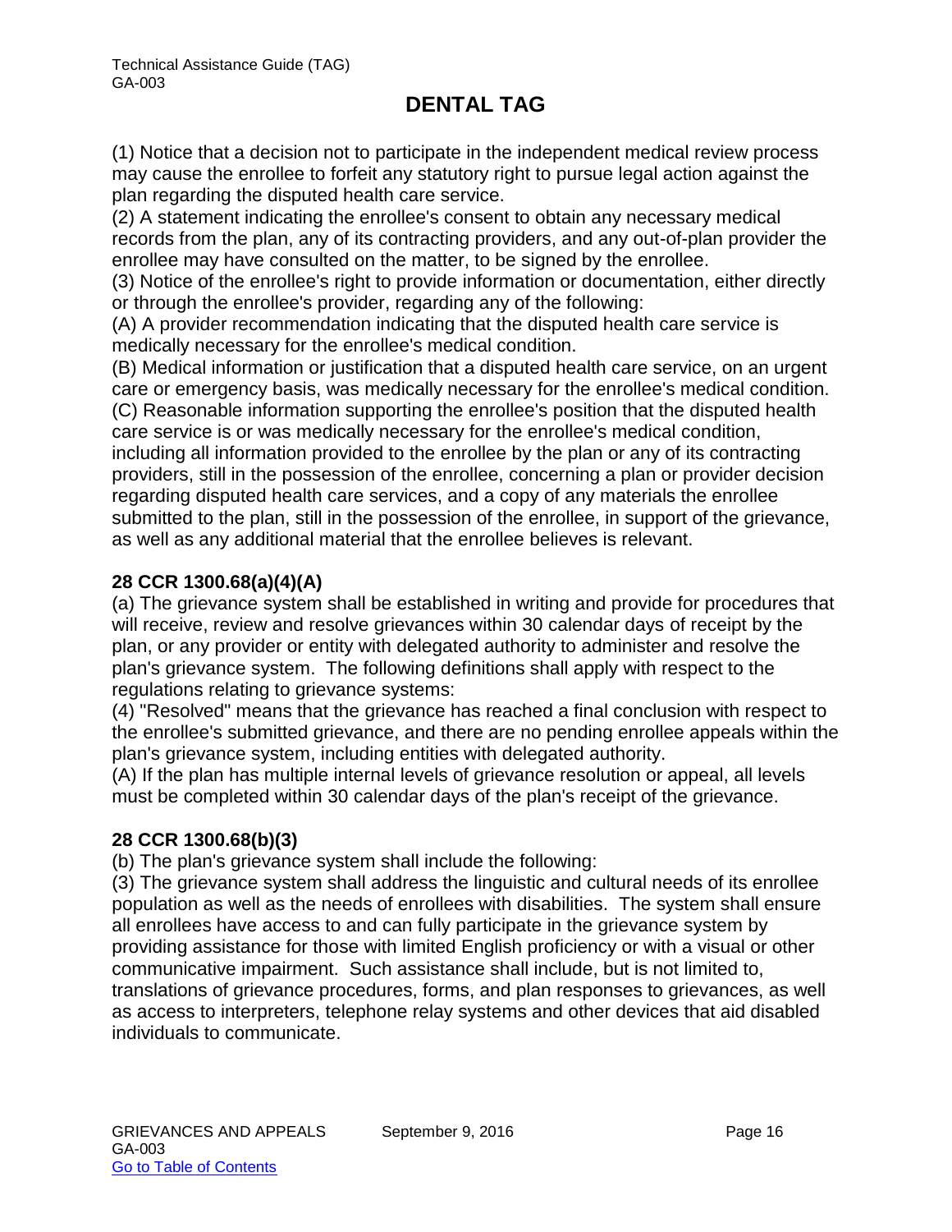(1) Notice that a decision not to participate in the independent medical review process may cause the enrollee to forfeit any statutory right to pursue legal action against the plan regarding the disputed health care service.

(2) A statement indicating the enrollee's consent to obtain any necessary medical records from the plan, any of its contracting providers, and any out-of-plan provider the enrollee may have consulted on the matter, to be signed by the enrollee.

(3) Notice of the enrollee's right to provide information or documentation, either directly or through the enrollee's provider, regarding any of the following:

(A) A provider recommendation indicating that the disputed health care service is medically necessary for the enrollee's medical condition.

(B) Medical information or justification that a disputed health care service, on an urgent care or emergency basis, was medically necessary for the enrollee's medical condition.

(C) Reasonable information supporting the enrollee's position that the disputed health care service is or was medically necessary for the enrollee's medical condition, including all information provided to the enrollee by the plan or any of its contracting providers, still in the possession of the enrollee, concerning a plan or provider decision regarding disputed health care services, and a copy of any materials the enrollee submitted to the plan, still in the possession of the enrollee, in support of the grievance, as well as any additional material that the enrollee believes is relevant.

**28 CCR 1300.68(a)(4)(A)**

(a) The grievance system shall be established in writing and provide for procedures that will receive, review and resolve grievances within 30 calendar days of receipt by the plan, or any provider or entity with delegated authority to administer and resolve the plan's grievance system. The following definitions shall apply with respect to the regulations relating to grievance systems:

(4) "Resolved" means that the grievance has reached a final conclusion with respect to the enrollee's submitted grievance, and there are no pending enrollee appeals within the plan's grievance system, including entities with delegated authority.

(A) If the plan has multiple internal levels of grievance resolution or appeal, all levels must be completed within 30 calendar days of the plan's receipt of the grievance.

**28 CCR 1300.68(b)(3)**

(b) The plan's grievance system shall include the following:

(3) The grievance system shall address the linguistic and cultural needs of its enrollee population as well as the needs of enrollees with disabilities. The system shall ensure all enrollees have access to and can fully participate in the grievance system by providing assistance for those with limited English proficiency or with a visual or other communicative impairment. Such assistance shall include, but is not limited to, translations of grievance procedures, forms, and plan responses to grievances, as well as access to interpreters, telephone relay systems and other devices that aid disabled individuals to communicate.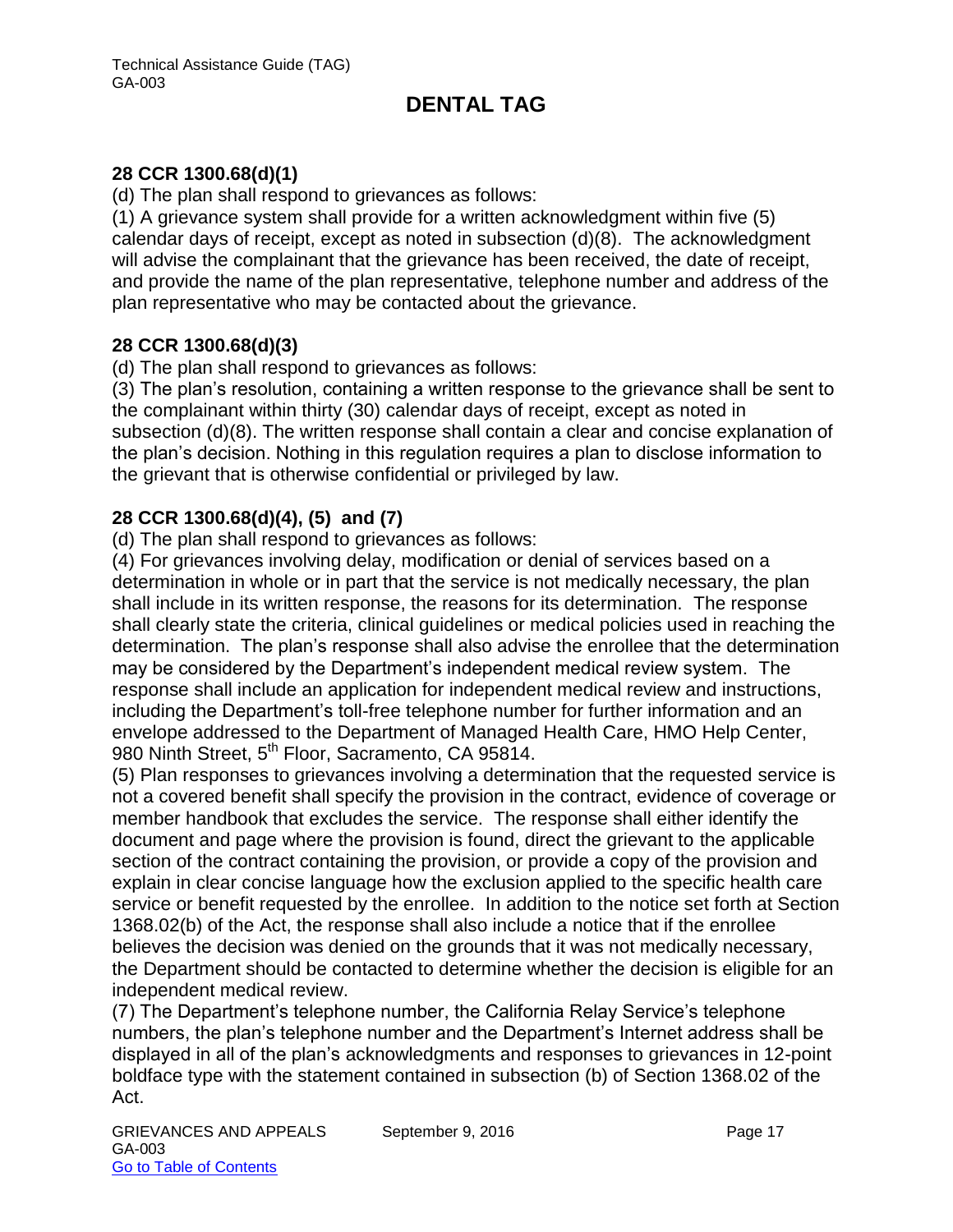### 28 CCR 1300.68(d)(1)

(d) The plan shall respond to grievances as follows:

(1) A grievance system shall provide for a written acknowledgment within five (5) calendar days of receipt, except as noted in subsection (d)(8). The acknowledgment will advise the complainant that the grievance has been received, the date of receipt, and provide the name of the plan representative, telephone number and address of the plan representative who may be contacted about the grievance.

### 28 CCR 1300.68(d)(3)

(d) The plan shall respond to grievances as follows:

(3) The plan's resolution, containing a written response to the grievance shall be sent to the complainant within thirty (30) calendar days of receipt, except as noted in subsection (d)(8). The written response shall contain a clear and concise explanation of the plan's decision. Nothing in this regulation requires a plan to disclose information to the grievant that is otherwise confidential or privileged by law.

### 28 CCR 1300.68(d)(4), (5) and (7)

(d) The plan shall respond to grievances as follows:

(4) For grievances involving delay, modification or denial of services based on a determination in whole or in part that the service is not medically necessary, the plan shall include in its written response, the reasons for its determination. The response shall clearly state the criteria, clinical guidelines or medical policies used in reaching the determination. The plan's response shall also advise the enrollee that the determination may be considered by the Department's independent medical review system. The response shall include an application for independent medical review and instructions, including the Department's toll-free telephone number for further information and an envelope addressed to the Department of Managed Health Care, HMO Help Center, 980 Ninth Street, 5th Floor, Sacramento, CA 95814.

(5) Plan responses to grievances involving a determination that the requested service is not a covered benefit shall specify the provision in the contract, evidence of coverage or member handbook that excludes the service. The response shall either identify the document and page where the provision is found, direct the grievant to the applicable section of the contract containing the provision, or provide a copy of the provision and explain in clear concise language how the exclusion applied to the specific health care service or benefit requested by the enrollee. In addition to the notice set forth at Section 1368.02(b) of the Act, the response shall also include a notice that if the enrollee believes the decision was denied on the grounds that it was not medically necessary, the Department should be contacted to determine whether the decision is eligible for an independent medical review.

(7) The Department's telephone number, the California Relay Service's telephone numbers, the plan's telephone number and the Department's Internet address shall be displayed in all of the plan's acknowledgments and responses to grievances in 12-point boldface type with the statement contained in subsection (b) of Section 1368.02 of the Act.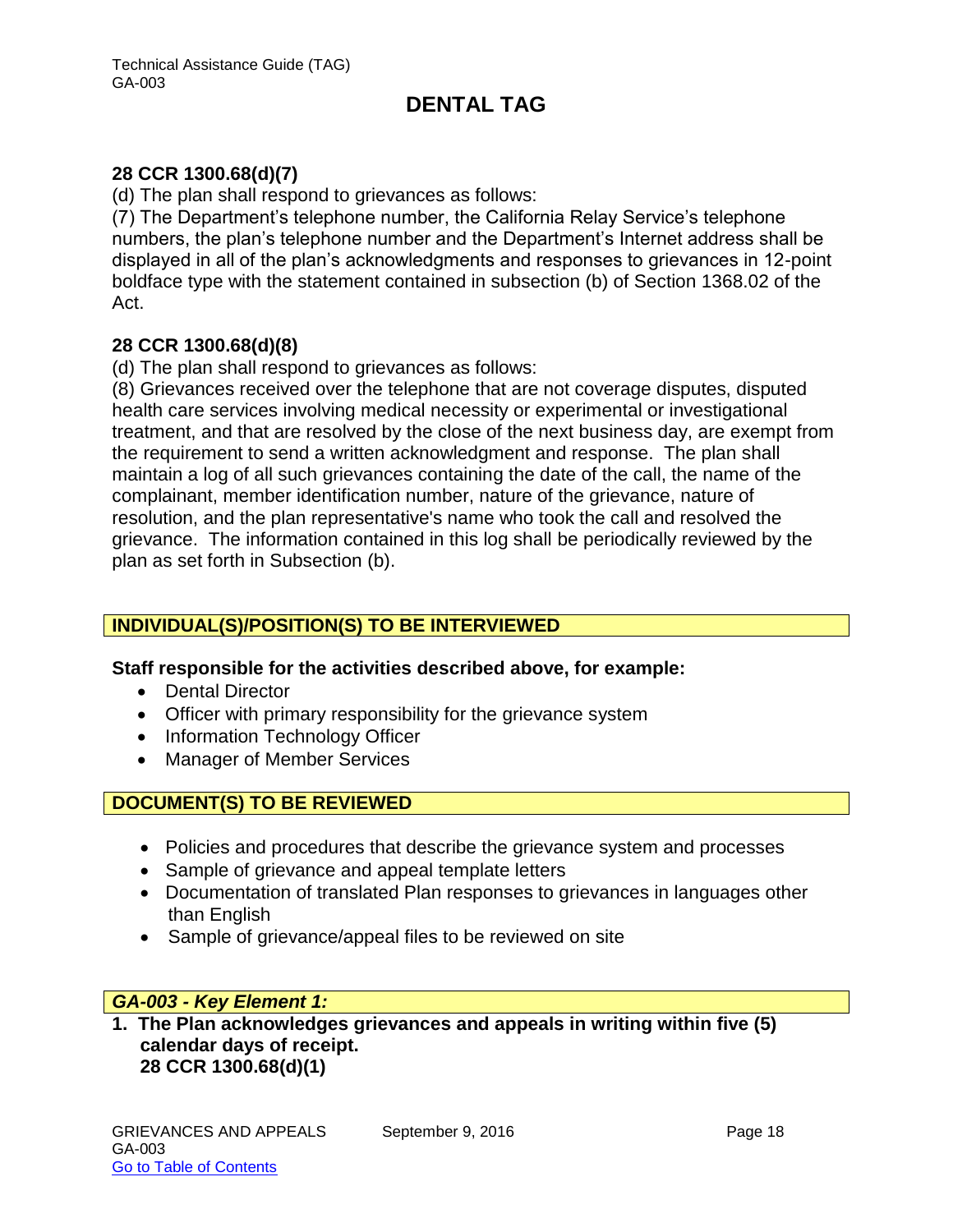**28 CCR 1300.68(d)(7)**
(d) The plan shall respond to grievances as follows:
(7) The Department's telephone number, the California Relay Service's telephone numbers, the plan's telephone number and the Department's Internet address shall be displayed in all of the plan's acknowledgments and responses to grievances in 12-point boldface type with the statement contained in subsection (b) of Section 1368.02 of the Act.

**28 CCR 1300.68(d)(8)**
(d) The plan shall respond to grievances as follows:
(8) Grievances received over the telephone that are not coverage disputes, disputed health care services involving medical necessity or experimental or investigational treatment, and that are resolved by the close of the next business day, are exempt from the requirement to send a written acknowledgment and response. The plan shall maintain a log of all such grievances containing the date of the call, the name of the complainant, member identification number, nature of the grievance, nature of resolution, and the plan representative's name who took the call and resolved the grievance. The information contained in this log shall be periodically reviewed by the plan as set forth in Subsection (b).

## INDIVIDUAL(S)/POSITION(S) TO BE INTERVIEWED

**Staff responsible for the activities described above, for example:**

- Dental Director
- Officer with primary responsibility for the grievance system
- Information Technology Officer
- Manager of Member Services

## DOCUMENT(S) TO BE REVIEWED

- Policies and procedures that describe the grievance system and processes
- Sample of grievance and appeal template letters
- Documentation of translated Plan responses to grievances in languages other than English
- Sample of grievance/appeal files to be reviewed on site

## *GA-003 - Key Element 1:*

**1. The Plan acknowledges grievances and appeals in writing within five (5) calendar days of receipt.**
**28 CCR 1300.68(d)(1)**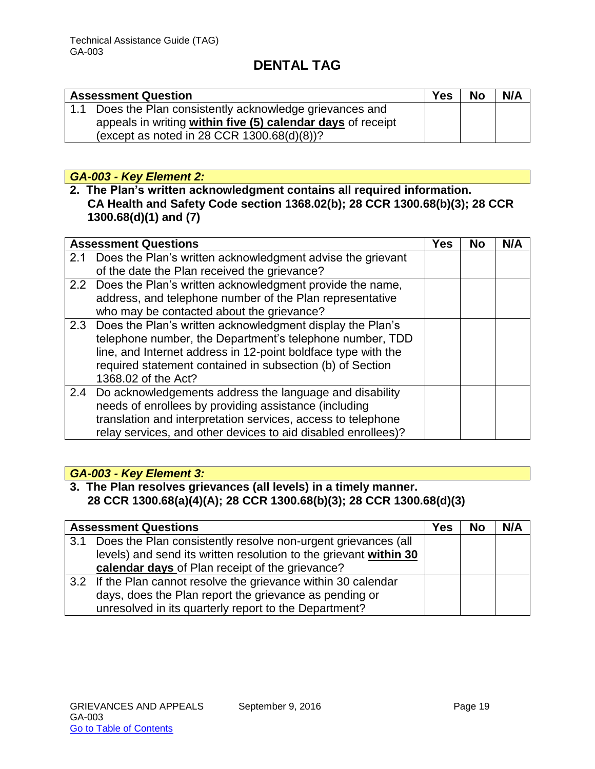# DENTAL TAG

| Assessment Question | Yes | No | N/A |
|---|---|---|---|
| 1.1 Does the Plan consistently acknowledge grievances and appeals in writing **within five (5) calendar days** of receipt (except as noted in 28 CCR 1300.68(d)(8))? | | | |

***GA-003 - Key Element 2:***

**2. The Plan's written acknowledgment contains all required information.
CA Health and Safety Code section 1368.02(b); 28 CCR 1300.68(b)(3); 28 CCR 1300.68(d)(1) and (7)**

| Assessment Questions | Yes | No | N/A |
|---|---|---|---|
| 2.1 Does the Plan's written acknowledgment advise the grievant of the date the Plan received the grievance? | | | |
| 2.2 Does the Plan's written acknowledgment provide the name, address, and telephone number of the Plan representative who may be contacted about the grievance? | | | |
| 2.3 Does the Plan's written acknowledgment display the Plan's telephone number, the Department's telephone number, TDD line, and Internet address in 12-point boldface type with the required statement contained in subsection (b) of Section 1368.02 of the Act? | | | |
| 2.4 Do acknowledgements address the language and disability needs of enrollees by providing assistance (including translation and interpretation services, access to telephone relay services, and other devices to aid disabled enrollees)? | | | |

***GA-003 - Key Element 3:***

**3. The Plan resolves grievances (all levels) in a timely manner.
28 CCR 1300.68(a)(4)(A); 28 CCR 1300.68(b)(3); 28 CCR 1300.68(d)(3)**

| Assessment Questions | Yes | No | N/A |
|---|---|---|---|
| 3.1 Does the Plan consistently resolve non-urgent grievances (all levels) and send its written resolution to the grievant **within 30 calendar days** of Plan receipt of the grievance? | | | |
| 3.2 If the Plan cannot resolve the grievance within 30 calendar days, does the Plan report the grievance as pending or unresolved in its quarterly report to the Department? | | | |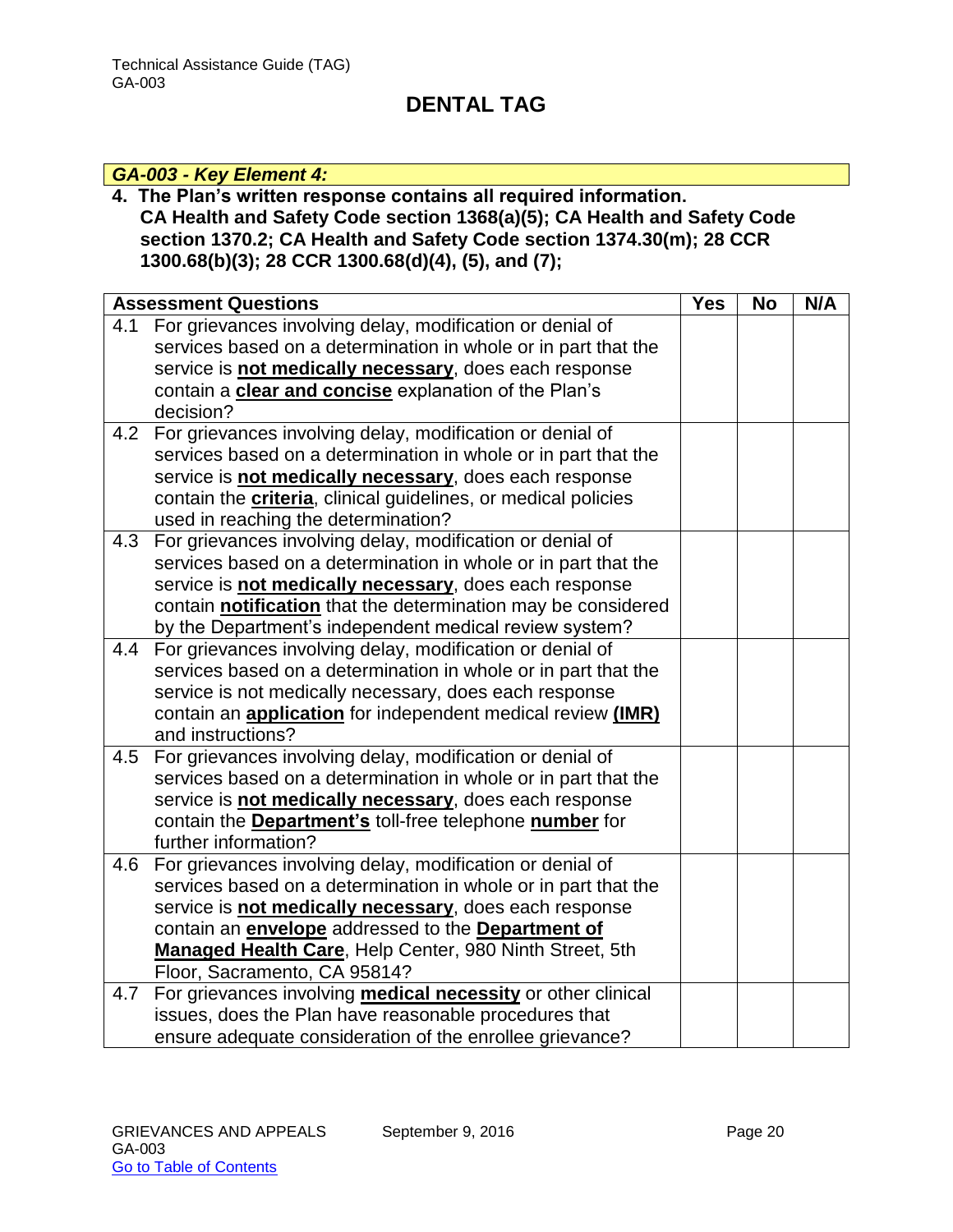# DENTAL TAG

***GA-003 - Key Element 4:***

**4. The Plan's written response contains all required information. CA Health and Safety Code section 1368(a)(5); CA Health and Safety Code section 1370.2; CA Health and Safety Code section 1374.30(m); 28 CCR 1300.68(b)(3); 28 CCR 1300.68(d)(4), (5), and (7);**

| Assessment Questions | Yes | No | N/A |
|---|---|---|---|
| 4.1 For grievances involving delay, modification or denial of services based on a determination in whole or in part that the service is **not medically necessary**, does each response contain a **clear and concise** explanation of the Plan's decision? | | | |
| 4.2 For grievances involving delay, modification or denial of services based on a determination in whole or in part that the service is **not medically necessary**, does each response contain the **criteria**, clinical guidelines, or medical policies used in reaching the determination? | | | |
| 4.3 For grievances involving delay, modification or denial of services based on a determination in whole or in part that the service is **not medically necessary**, does each response contain **notification** that the determination may be considered by the Department's independent medical review system? | | | |
| 4.4 For grievances involving delay, modification or denial of services based on a determination in whole or in part that the service is not medically necessary, does each response contain an **application** for independent medical review **(IMR)** and instructions? | | | |
| 4.5 For grievances involving delay, modification or denial of services based on a determination in whole or in part that the service is **not medically necessary**, does each response contain the **Department's** toll-free telephone **number** for further information? | | | |
| 4.6 For grievances involving delay, modification or denial of services based on a determination in whole or in part that the service is **not medically necessary**, does each response contain an **envelope** addressed to the **Department of Managed Health Care**, Help Center, 980 Ninth Street, 5th Floor, Sacramento, CA 95814? | | | |
| 4.7 For grievances involving **medical necessity** or other clinical issues, does the Plan have reasonable procedures that ensure adequate consideration of the enrollee grievance? | | | |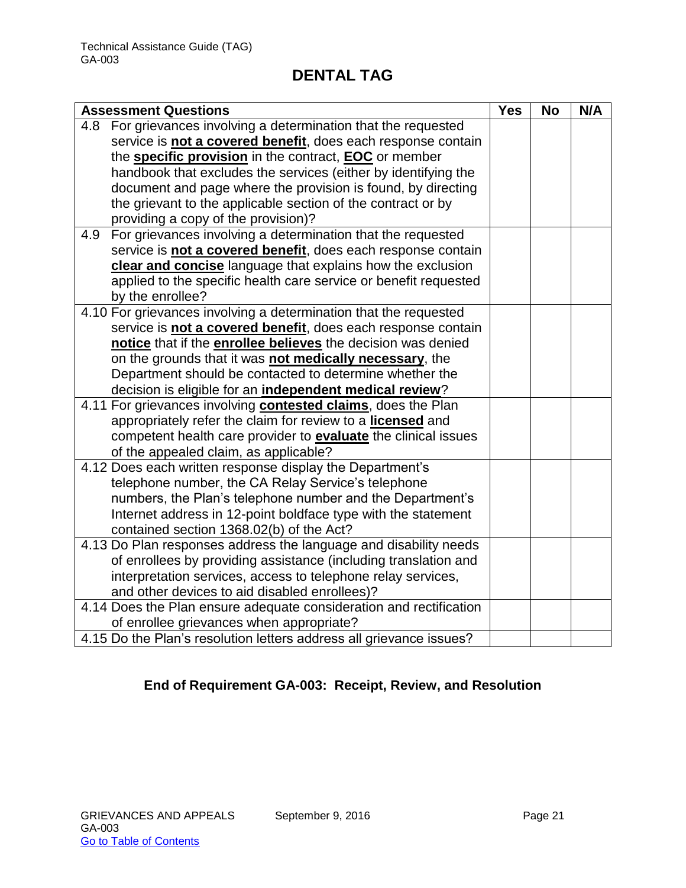# DENTAL TAG

| Assessment Questions | Yes | No | N/A |
|---|---|---|---|
| 4.8 For grievances involving a determination that the requested service is **not a covered benefit**, does each response contain the **specific provision** in the contract, **EOC** or member handbook that excludes the services (either by identifying the document and page where the provision is found, by directing the grievant to the applicable section of the contract or by providing a copy of the provision)? | | | |
| 4.9 For grievances involving a determination that the requested service is **not a covered benefit**, does each response contain **clear and concise** language that explains how the exclusion applied to the specific health care service or benefit requested by the enrollee? | | | |
| 4.10 For grievances involving a determination that the requested service is **not a covered benefit**, does each response contain **notice** that if the **enrollee believes** the decision was denied on the grounds that it was **not medically necessary**, the Department should be contacted to determine whether the decision is eligible for an **independent medical review**? | | | |
| 4.11 For grievances involving **contested claims**, does the Plan appropriately refer the claim for review to a **licensed** and competent health care provider to **evaluate** the clinical issues of the appealed claim, as applicable? | | | |
| 4.12 Does each written response display the Department's telephone number, the CA Relay Service's telephone numbers, the Plan's telephone number and the Department's Internet address in 12-point boldface type with the statement contained section 1368.02(b) of the Act? | | | |
| 4.13 Do Plan responses address the language and disability needs of enrollees by providing assistance (including translation and interpretation services, access to telephone relay services, and other devices to aid disabled enrollees)? | | | |
| 4.14 Does the Plan ensure adequate consideration and rectification of enrollee grievances when appropriate? | | | |
| 4.15 Do the Plan's resolution letters address all grievance issues? | | | |

**End of Requirement GA-003: Receipt, Review, and Resolution**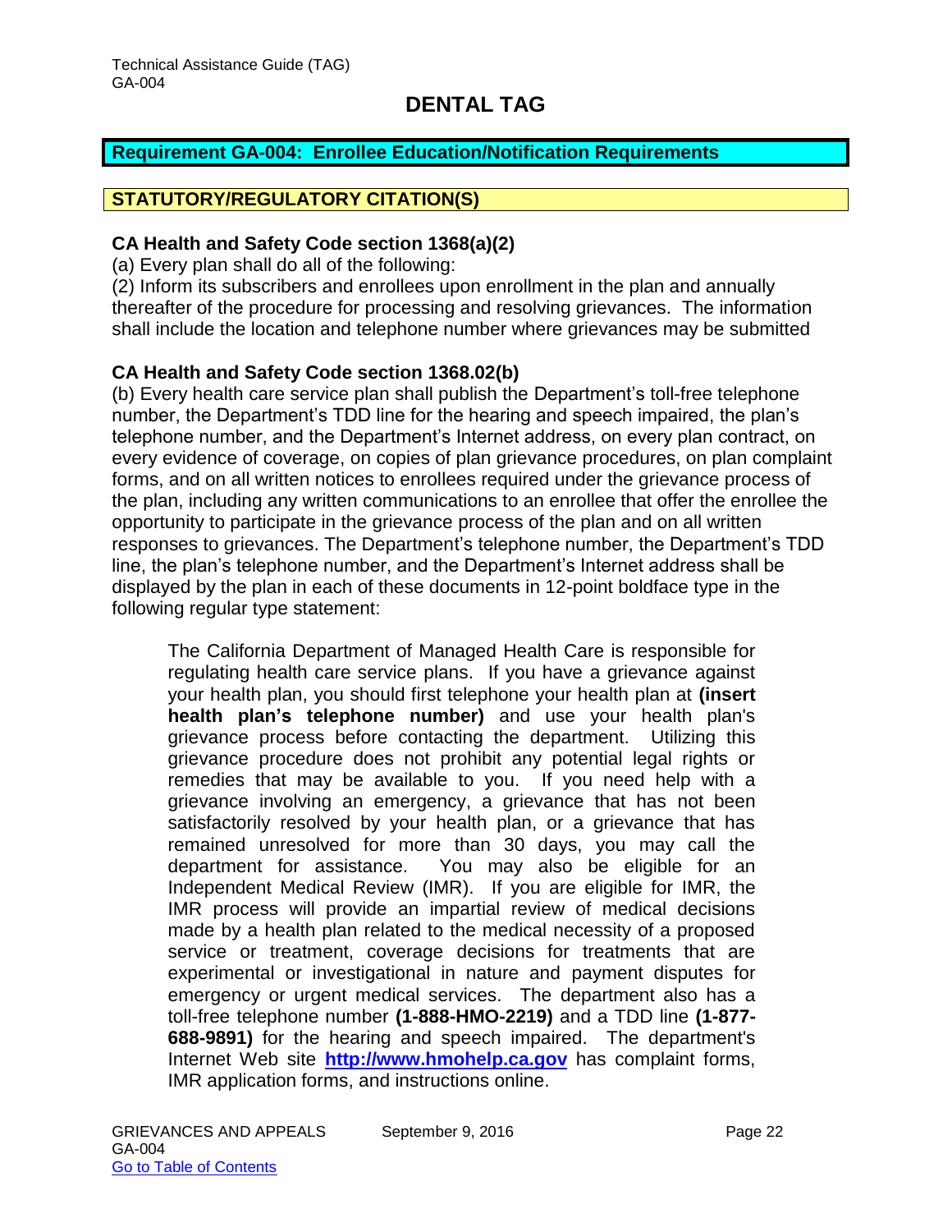## DENTAL TAG

**Requirement GA-004: Enrollee Education/Notification Requirements**

**STATUTORY/REGULATORY CITATION(S)**

**CA Health and Safety Code section 1368(a)(2)**

(a) Every plan shall do all of the following:

(2) Inform its subscribers and enrollees upon enrollment in the plan and annually thereafter of the procedure for processing and resolving grievances. The information shall include the location and telephone number where grievances may be submitted

**CA Health and Safety Code section 1368.02(b)**

(b) Every health care service plan shall publish the Department's toll-free telephone number, the Department's TDD line for the hearing and speech impaired, the plan's telephone number, and the Department's Internet address, on every plan contract, on every evidence of coverage, on copies of plan grievance procedures, on plan complaint forms, and on all written notices to enrollees required under the grievance process of the plan, including any written communications to an enrollee that offer the enrollee the opportunity to participate in the grievance process of the plan and on all written responses to grievances. The Department's telephone number, the Department's TDD line, the plan's telephone number, and the Department's Internet address shall be displayed by the plan in each of these documents in 12-point boldface type in the following regular type statement:

> The California Department of Managed Health Care is responsible for regulating health care service plans. If you have a grievance against your health plan, you should first telephone your health plan at **(insert health plan's telephone number)** and use your health plan's grievance process before contacting the department. Utilizing this grievance procedure does not prohibit any potential legal rights or remedies that may be available to you. If you need help with a grievance involving an emergency, a grievance that has not been satisfactorily resolved by your health plan, or a grievance that has remained unresolved for more than 30 days, you may call the department for assistance. You may also be eligible for an Independent Medical Review (IMR). If you are eligible for IMR, the IMR process will provide an impartial review of medical decisions made by a health plan related to the medical necessity of a proposed service or treatment, coverage decisions for treatments that are experimental or investigational in nature and payment disputes for emergency or urgent medical services. The department also has a toll-free telephone number **(1-888-HMO-2219)** and a TDD line **(1-877-688-9891)** for the hearing and speech impaired. The department's Internet Web site **http://www.hmohelp.ca.gov** has complaint forms, IMR application forms, and instructions online.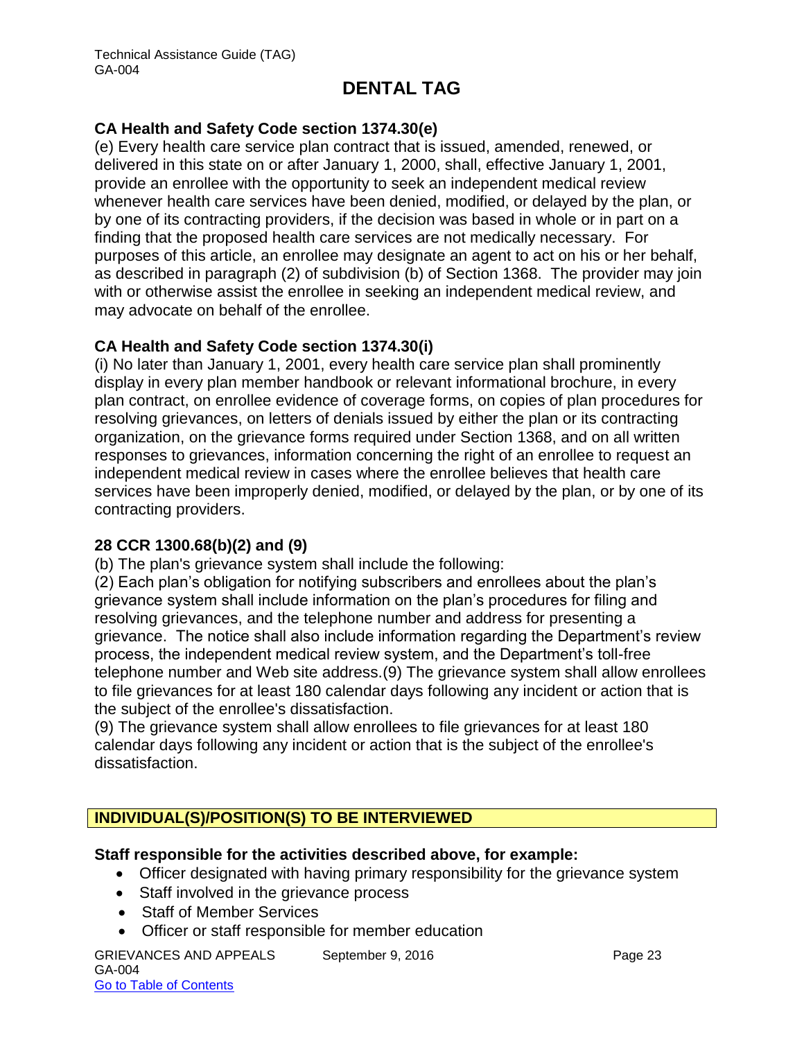## DENTAL TAG

**CA Health and Safety Code section 1374.30(e)**

(e) Every health care service plan contract that is issued, amended, renewed, or delivered in this state on or after January 1, 2000, shall, effective January 1, 2001, provide an enrollee with the opportunity to seek an independent medical review whenever health care services have been denied, modified, or delayed by the plan, or by one of its contracting providers, if the decision was based in whole or in part on a finding that the proposed health care services are not medically necessary. For purposes of this article, an enrollee may designate an agent to act on his or her behalf, as described in paragraph (2) of subdivision (b) of Section 1368. The provider may join with or otherwise assist the enrollee in seeking an independent medical review, and may advocate on behalf of the enrollee.

**CA Health and Safety Code section 1374.30(i)**

(i) No later than January 1, 2001, every health care service plan shall prominently display in every plan member handbook or relevant informational brochure, in every plan contract, on enrollee evidence of coverage forms, on copies of plan procedures for resolving grievances, on letters of denials issued by either the plan or its contracting organization, on the grievance forms required under Section 1368, and on all written responses to grievances, information concerning the right of an enrollee to request an independent medical review in cases where the enrollee believes that health care services have been improperly denied, modified, or delayed by the plan, or by one of its contracting providers.

**28 CCR 1300.68(b)(2) and (9)**

(b) The plan's grievance system shall include the following:

(2) Each plan's obligation for notifying subscribers and enrollees about the plan's grievance system shall include information on the plan's procedures for filing and resolving grievances, and the telephone number and address for presenting a grievance. The notice shall also include information regarding the Department's review process, the independent medical review system, and the Department's toll-free telephone number and Web site address.(9) The grievance system shall allow enrollees to file grievances for at least 180 calendar days following any incident or action that is the subject of the enrollee's dissatisfaction.

(9) The grievance system shall allow enrollees to file grievances for at least 180 calendar days following any incident or action that is the subject of the enrollee's dissatisfaction.

### INDIVIDUAL(S)/POSITION(S) TO BE INTERVIEWED

**Staff responsible for the activities described above, for example:**

- Officer designated with having primary responsibility for the grievance system
- Staff involved in the grievance process
- Staff of Member Services
- Officer or staff responsible for member education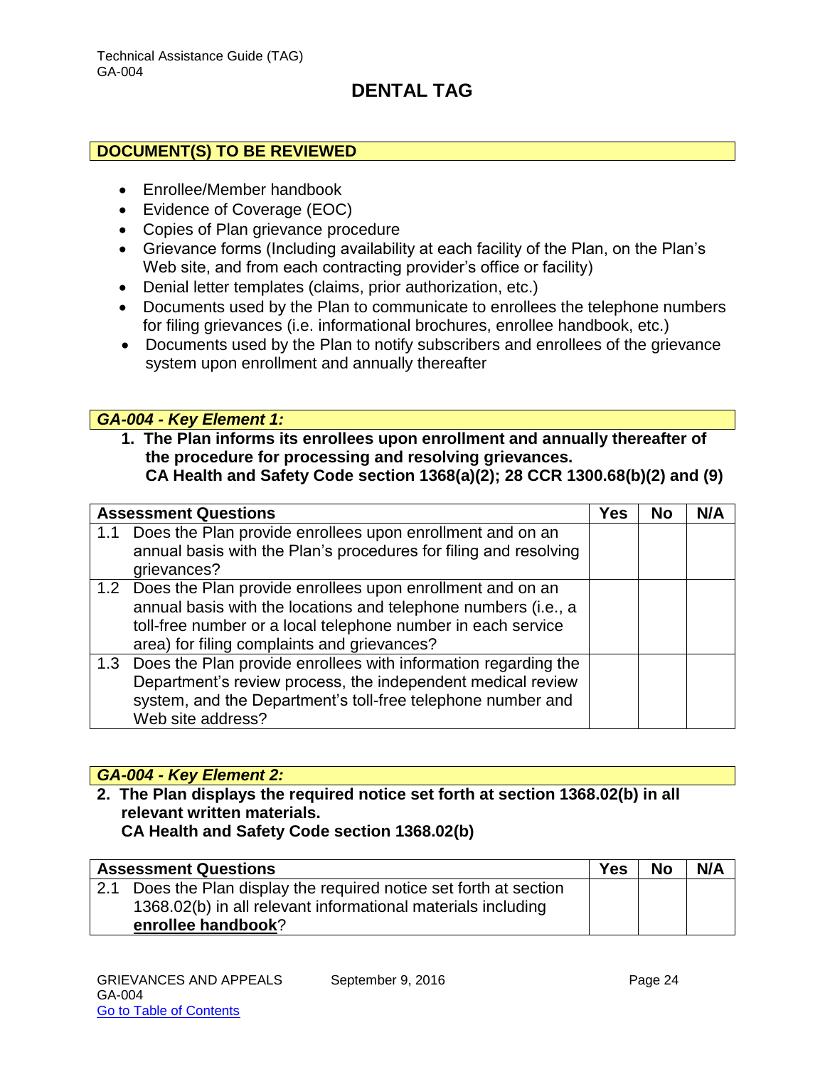# DENTAL TAG

## DOCUMENT(S) TO BE REVIEWED

- Enrollee/Member handbook
- Evidence of Coverage (EOC)
- Copies of Plan grievance procedure
- Grievance forms (Including availability at each facility of the Plan, on the Plan's Web site, and from each contracting provider's office or facility)
- Denial letter templates (claims, prior authorization, etc.)
- Documents used by the Plan to communicate to enrollees the telephone numbers for filing grievances (i.e. informational brochures, enrollee handbook, etc.)
- Documents used by the Plan to notify subscribers and enrollees of the grievance system upon enrollment and annually thereafter

## *GA-004 - Key Element 1:*

**1. The Plan informs its enrollees upon enrollment and annually thereafter of the procedure for processing and resolving grievances.**
**CA Health and Safety Code section 1368(a)(2); 28 CCR 1300.68(b)(2) and (9)**

| Assessment Questions | Yes | No | N/A |
|---|---|---|---|
| 1.1 Does the Plan provide enrollees upon enrollment and on an annual basis with the Plan's procedures for filing and resolving grievances? | | | |
| 1.2 Does the Plan provide enrollees upon enrollment and on an annual basis with the locations and telephone numbers (i.e., a toll-free number or a local telephone number in each service area) for filing complaints and grievances? | | | |
| 1.3 Does the Plan provide enrollees with information regarding the Department's review process, the independent medical review system, and the Department's toll-free telephone number and Web site address? | | | |

## *GA-004 - Key Element 2:*

**2. The Plan displays the required notice set forth at section 1368.02(b) in all relevant written materials.**
**CA Health and Safety Code section 1368.02(b)**

| Assessment Questions | Yes | No | N/A |
|---|---|---|---|
| 2.1 Does the Plan display the required notice set forth at section 1368.02(b) in all relevant informational materials including **enrollee handbook**? | | | |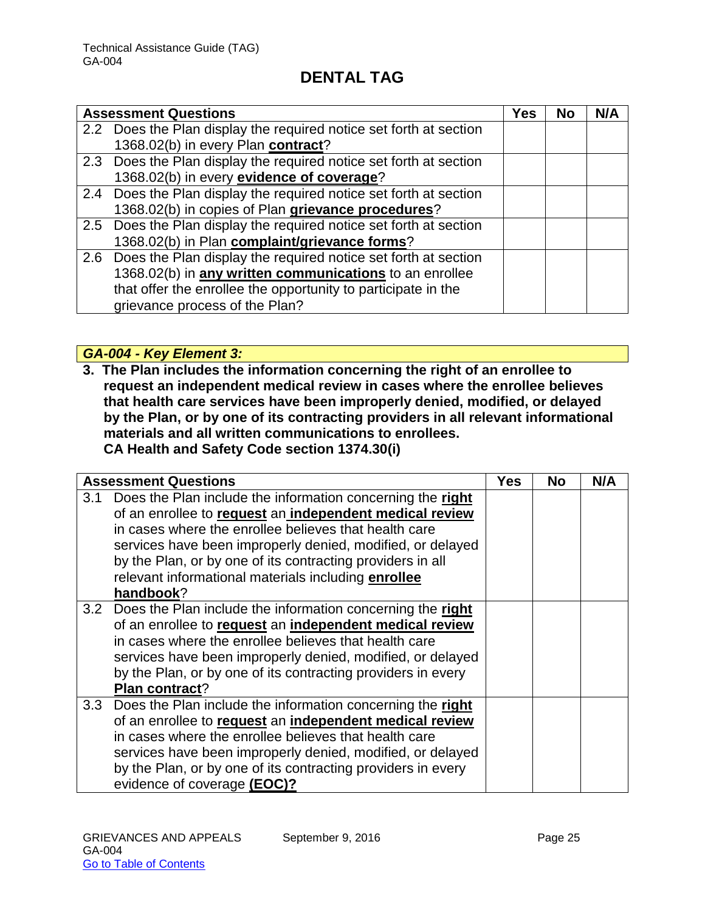# DENTAL TAG

| Assessment Questions | Yes | No | N/A |
|---|---|---|---|
| 2.2 Does the Plan display the required notice set forth at section 1368.02(b) in every Plan **contract**? | | | |
| 2.3 Does the Plan display the required notice set forth at section 1368.02(b) in every **evidence of coverage**? | | | |
| 2.4 Does the Plan display the required notice set forth at section 1368.02(b) in copies of Plan **grievance procedures**? | | | |
| 2.5 Does the Plan display the required notice set forth at section 1368.02(b) in Plan **complaint/grievance forms**? | | | |
| 2.6 Does the Plan display the required notice set forth at section 1368.02(b) in **any written communications** to an enrollee that offer the enrollee the opportunity to participate in the grievance process of the Plan? | | | |

### *GA-004 - Key Element 3:*

**3. The Plan includes the information concerning the right of an enrollee to request an independent medical review in cases where the enrollee believes that health care services have been improperly denied, modified, or delayed by the Plan, or by one of its contracting providers in all relevant informational materials and all written communications to enrollees.**
**CA Health and Safety Code section 1374.30(i)**

| Assessment Questions | Yes | No | N/A |
|---|---|---|---|
| 3.1 Does the Plan include the information concerning the **right** of an enrollee to **request** an **independent medical review** in cases where the enrollee believes that health care services have been improperly denied, modified, or delayed by the Plan, or by one of its contracting providers in all relevant informational materials including **enrollee handbook**? | | | |
| 3.2 Does the Plan include the information concerning the **right** of an enrollee to **request** an **independent medical review** in cases where the enrollee believes that health care services have been improperly denied, modified, or delayed by the Plan, or by one of its contracting providers in every **Plan contract**? | | | |
| 3.3 Does the Plan include the information concerning the **right** of an enrollee to **request** an **independent medical review** in cases where the enrollee believes that health care services have been improperly denied, modified, or delayed by the Plan, or by one of its contracting providers in every evidence of coverage **(EOC)?** | | | |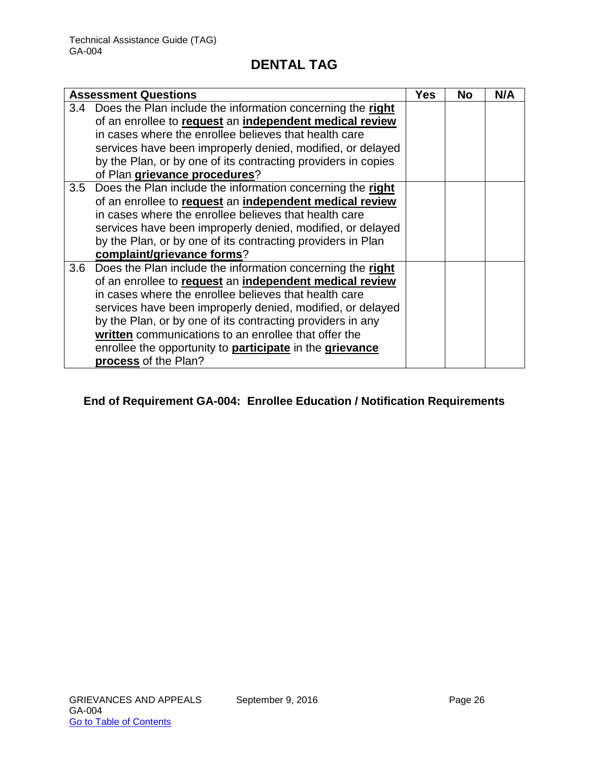## DENTAL TAG

| Assessment Questions | Yes | No | N/A |
|---|---|---|---|
| 3.4 Does the Plan include the information concerning the **right** of an enrollee to **request** an **independent medical review** in cases where the enrollee believes that health care services have been improperly denied, modified, or delayed by the Plan, or by one of its contracting providers in copies of Plan **grievance procedures**? | | | |
| 3.5 Does the Plan include the information concerning the **right** of an enrollee to **request** an **independent medical review** in cases where the enrollee believes that health care services have been improperly denied, modified, or delayed by the Plan, or by one of its contracting providers in Plan **complaint/grievance forms**? | | | |
| 3.6 Does the Plan include the information concerning the **right** of an enrollee to **request** an **independent medical review** in cases where the enrollee believes that health care services have been improperly denied, modified, or delayed by the Plan, or by one of its contracting providers in any **written** communications to an enrollee that offer the enrollee the opportunity to **participate** in the **grievance process** of the Plan? | | | |

**End of Requirement GA-004: Enrollee Education / Notification Requirements**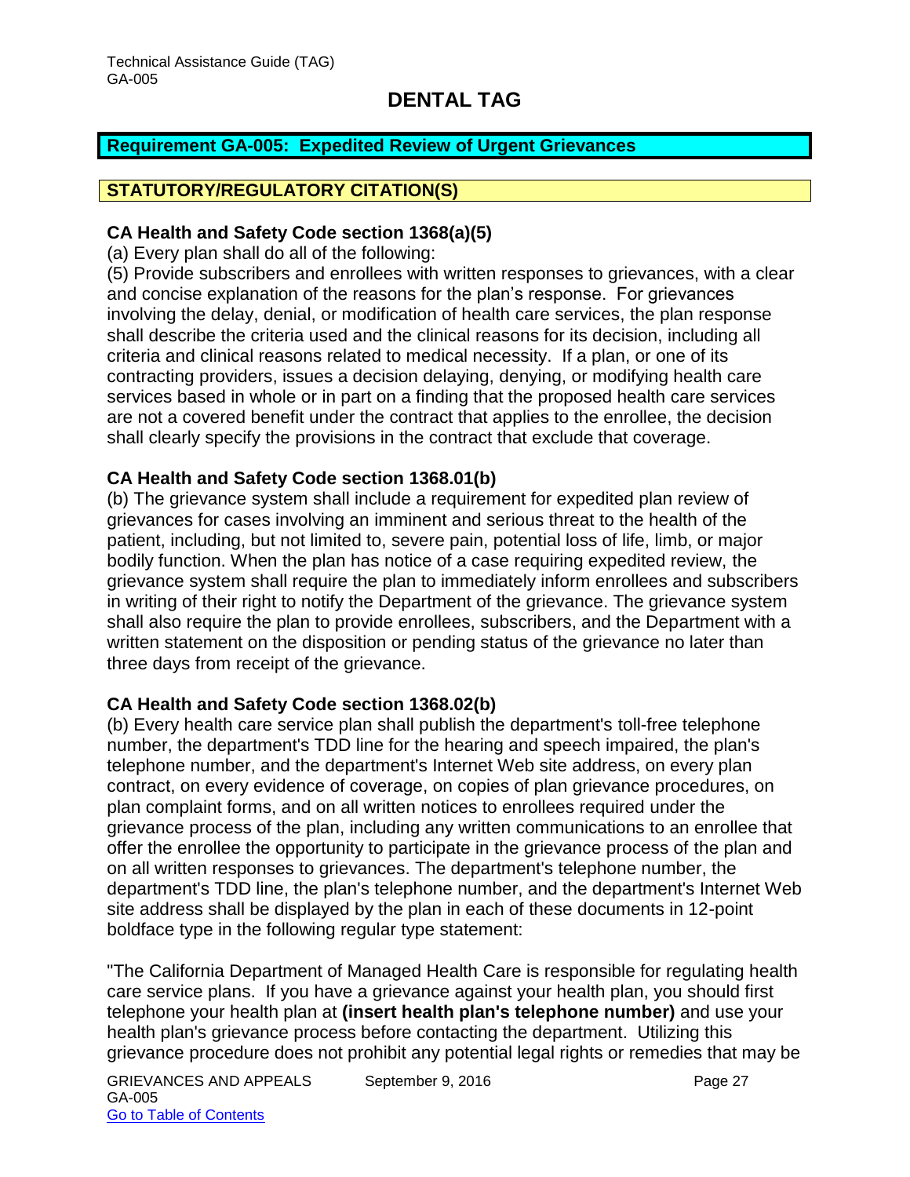# DENTAL TAG

## Requirement GA-005: Expedited Review of Urgent Grievances

### STATUTORY/REGULATORY CITATION(S)

**CA Health and Safety Code section 1368(a)(5)**

(a) Every plan shall do all of the following:

(5) Provide subscribers and enrollees with written responses to grievances, with a clear and concise explanation of the reasons for the plan's response. For grievances involving the delay, denial, or modification of health care services, the plan response shall describe the criteria used and the clinical reasons for its decision, including all criteria and clinical reasons related to medical necessity. If a plan, or one of its contracting providers, issues a decision delaying, denying, or modifying health care services based in whole or in part on a finding that the proposed health care services are not a covered benefit under the contract that applies to the enrollee, the decision shall clearly specify the provisions in the contract that exclude that coverage.

**CA Health and Safety Code section 1368.01(b)**

(b) The grievance system shall include a requirement for expedited plan review of grievances for cases involving an imminent and serious threat to the health of the patient, including, but not limited to, severe pain, potential loss of life, limb, or major bodily function. When the plan has notice of a case requiring expedited review, the grievance system shall require the plan to immediately inform enrollees and subscribers in writing of their right to notify the Department of the grievance. The grievance system shall also require the plan to provide enrollees, subscribers, and the Department with a written statement on the disposition or pending status of the grievance no later than three days from receipt of the grievance.

**CA Health and Safety Code section 1368.02(b)**

(b) Every health care service plan shall publish the department's toll-free telephone number, the department's TDD line for the hearing and speech impaired, the plan's telephone number, and the department's Internet Web site address, on every plan contract, on every evidence of coverage, on copies of plan grievance procedures, on plan complaint forms, and on all written notices to enrollees required under the grievance process of the plan, including any written communications to an enrollee that offer the enrollee the opportunity to participate in the grievance process of the plan and on all written responses to grievances. The department's telephone number, the department's TDD line, the plan's telephone number, and the department's Internet Web site address shall be displayed by the plan in each of these documents in 12-point boldface type in the following regular type statement:

"The California Department of Managed Health Care is responsible for regulating health care service plans. If you have a grievance against your health plan, you should first telephone your health plan at **(insert health plan's telephone number)** and use your health plan's grievance process before contacting the department. Utilizing this grievance procedure does not prohibit any potential legal rights or remedies that may be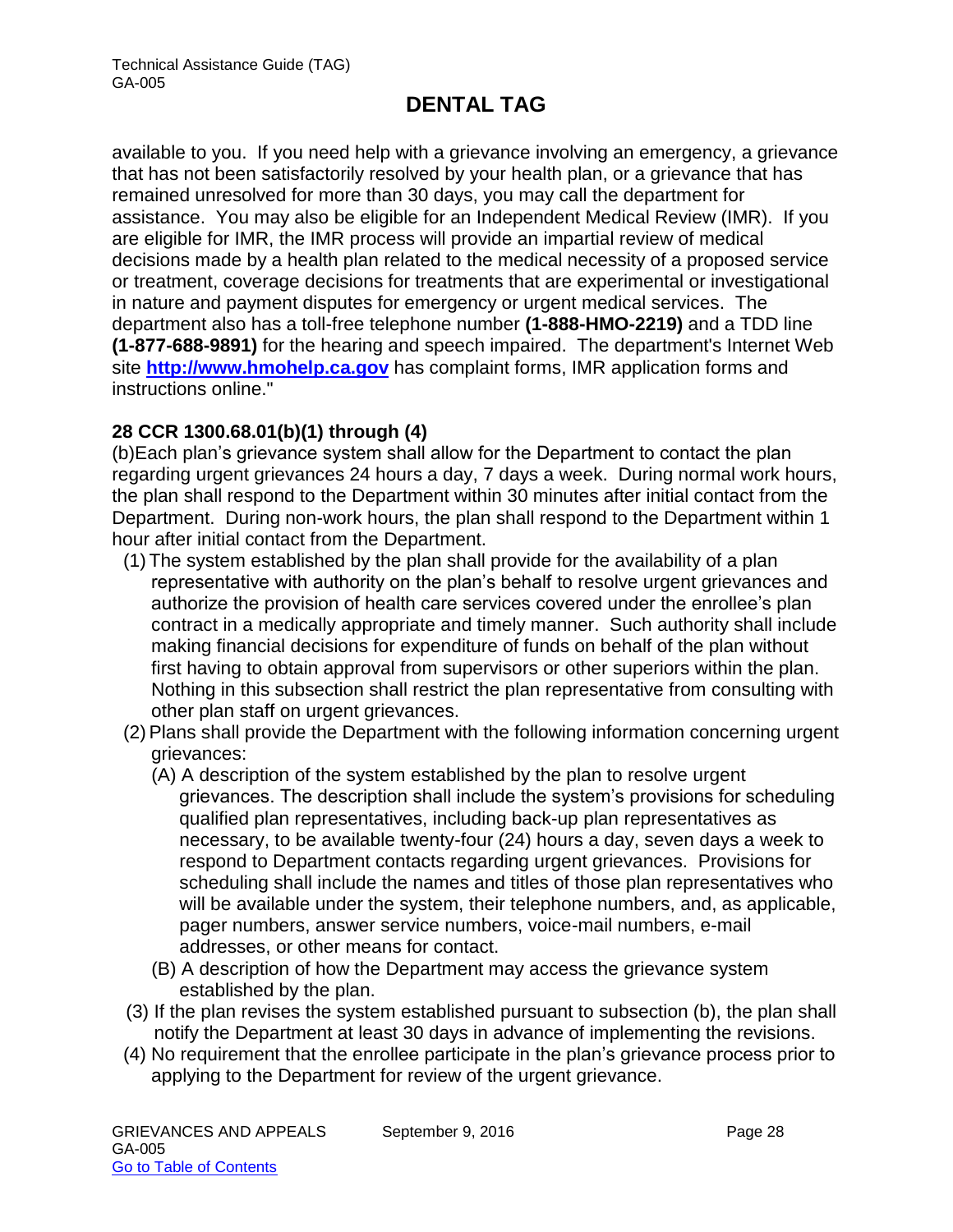available to you. If you need help with a grievance involving an emergency, a grievance that has not been satisfactorily resolved by your health plan, or a grievance that has remained unresolved for more than 30 days, you may call the department for assistance. You may also be eligible for an Independent Medical Review (IMR). If you are eligible for IMR, the IMR process will provide an impartial review of medical decisions made by a health plan related to the medical necessity of a proposed service or treatment, coverage decisions for treatments that are experimental or investigational in nature and payment disputes for emergency or urgent medical services. The department also has a toll-free telephone number **(1-888-HMO-2219)** and a TDD line **(1-877-688-9891)** for the hearing and speech impaired. The department's Internet Web site **[http://www.hmohelp.ca.gov](http://www.hmohelp.ca.gov)** has complaint forms, IMR application forms and instructions online."

**28 CCR 1300.68.01(b)(1) through (4)**

(b)Each plan's grievance system shall allow for the Department to contact the plan regarding urgent grievances 24 hours a day, 7 days a week. During normal work hours, the plan shall respond to the Department within 30 minutes after initial contact from the Department. During non-work hours, the plan shall respond to the Department within 1 hour after initial contact from the Department.

(1) The system established by the plan shall provide for the availability of a plan representative with authority on the plan's behalf to resolve urgent grievances and authorize the provision of health care services covered under the enrollee's plan contract in a medically appropriate and timely manner. Such authority shall include making financial decisions for expenditure of funds on behalf of the plan without first having to obtain approval from supervisors or other superiors within the plan. Nothing in this subsection shall restrict the plan representative from consulting with other plan staff on urgent grievances.

(2) Plans shall provide the Department with the following information concerning urgent grievances:

(A) A description of the system established by the plan to resolve urgent grievances. The description shall include the system's provisions for scheduling qualified plan representatives, including back-up plan representatives as necessary, to be available twenty-four (24) hours a day, seven days a week to respond to Department contacts regarding urgent grievances. Provisions for scheduling shall include the names and titles of those plan representatives who will be available under the system, their telephone numbers, and, as applicable, pager numbers, answer service numbers, voice-mail numbers, e-mail addresses, or other means for contact.

(B) A description of how the Department may access the grievance system established by the plan.

(3) If the plan revises the system established pursuant to subsection (b), the plan shall notify the Department at least 30 days in advance of implementing the revisions.

(4) No requirement that the enrollee participate in the plan's grievance process prior to applying to the Department for review of the urgent grievance.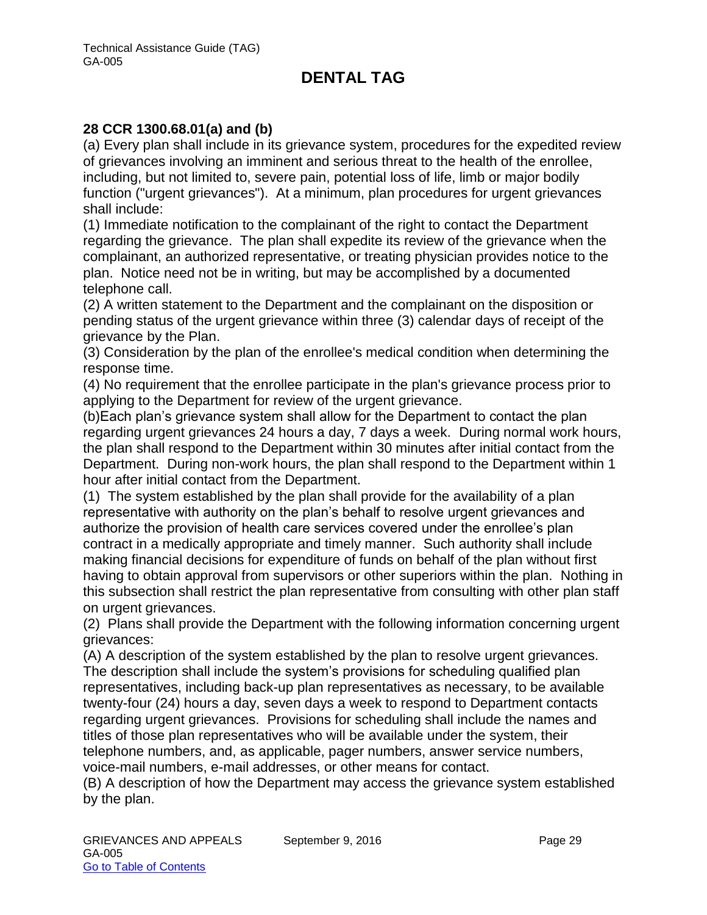**28 CCR 1300.68.01(a) and (b)**

(a) Every plan shall include in its grievance system, procedures for the expedited review of grievances involving an imminent and serious threat to the health of the enrollee, including, but not limited to, severe pain, potential loss of life, limb or major bodily function ("urgent grievances"). At a minimum, plan procedures for urgent grievances shall include:

(1) Immediate notification to the complainant of the right to contact the Department regarding the grievance. The plan shall expedite its review of the grievance when the complainant, an authorized representative, or treating physician provides notice to the plan. Notice need not be in writing, but may be accomplished by a documented telephone call.

(2) A written statement to the Department and the complainant on the disposition or pending status of the urgent grievance within three (3) calendar days of receipt of the grievance by the Plan.

(3) Consideration by the plan of the enrollee's medical condition when determining the response time.

(4) No requirement that the enrollee participate in the plan's grievance process prior to applying to the Department for review of the urgent grievance.

(b)Each plan's grievance system shall allow for the Department to contact the plan regarding urgent grievances 24 hours a day, 7 days a week. During normal work hours, the plan shall respond to the Department within 30 minutes after initial contact from the Department. During non-work hours, the plan shall respond to the Department within 1 hour after initial contact from the Department.

(1) The system established by the plan shall provide for the availability of a plan representative with authority on the plan's behalf to resolve urgent grievances and authorize the provision of health care services covered under the enrollee's plan contract in a medically appropriate and timely manner. Such authority shall include making financial decisions for expenditure of funds on behalf of the plan without first having to obtain approval from supervisors or other superiors within the plan. Nothing in this subsection shall restrict the plan representative from consulting with other plan staff on urgent grievances.

(2) Plans shall provide the Department with the following information concerning urgent grievances:

(A) A description of the system established by the plan to resolve urgent grievances. The description shall include the system's provisions for scheduling qualified plan representatives, including back-up plan representatives as necessary, to be available twenty-four (24) hours a day, seven days a week to respond to Department contacts regarding urgent grievances. Provisions for scheduling shall include the names and titles of those plan representatives who will be available under the system, their telephone numbers, and, as applicable, pager numbers, answer service numbers, voice-mail numbers, e-mail addresses, or other means for contact.

(B) A description of how the Department may access the grievance system established by the plan.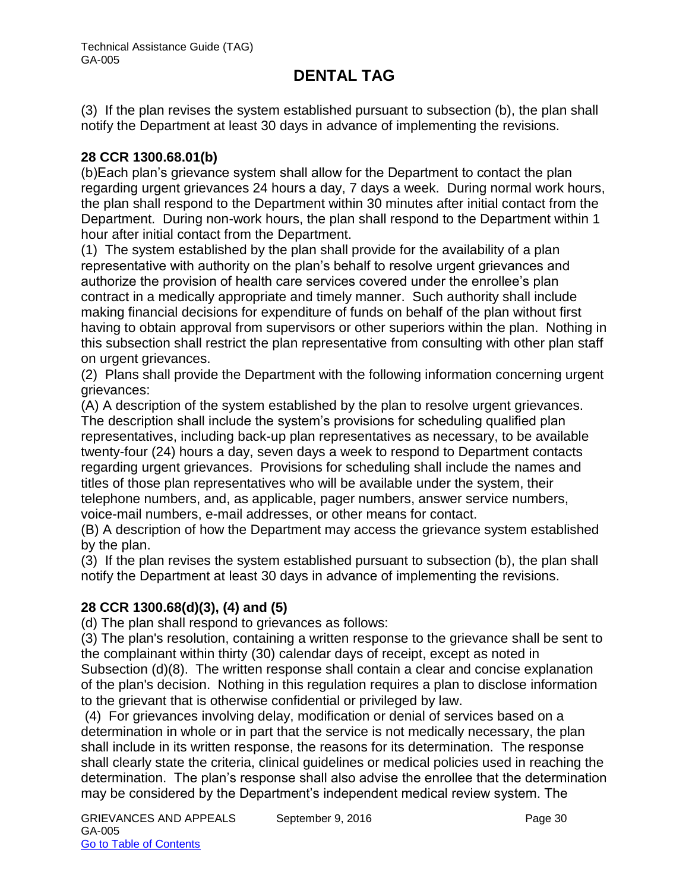(3) If the plan revises the system established pursuant to subsection (b), the plan shall notify the Department at least 30 days in advance of implementing the revisions.

**28 CCR 1300.68.01(b)**

(b)Each plan's grievance system shall allow for the Department to contact the plan regarding urgent grievances 24 hours a day, 7 days a week. During normal work hours, the plan shall respond to the Department within 30 minutes after initial contact from the Department. During non-work hours, the plan shall respond to the Department within 1 hour after initial contact from the Department.

(1) The system established by the plan shall provide for the availability of a plan representative with authority on the plan's behalf to resolve urgent grievances and authorize the provision of health care services covered under the enrollee's plan contract in a medically appropriate and timely manner. Such authority shall include making financial decisions for expenditure of funds on behalf of the plan without first having to obtain approval from supervisors or other superiors within the plan. Nothing in this subsection shall restrict the plan representative from consulting with other plan staff on urgent grievances.

(2) Plans shall provide the Department with the following information concerning urgent grievances:

(A) A description of the system established by the plan to resolve urgent grievances. The description shall include the system's provisions for scheduling qualified plan representatives, including back-up plan representatives as necessary, to be available twenty-four (24) hours a day, seven days a week to respond to Department contacts regarding urgent grievances. Provisions for scheduling shall include the names and titles of those plan representatives who will be available under the system, their telephone numbers, and, as applicable, pager numbers, answer service numbers, voice-mail numbers, e-mail addresses, or other means for contact.

(B) A description of how the Department may access the grievance system established by the plan.

(3) If the plan revises the system established pursuant to subsection (b), the plan shall notify the Department at least 30 days in advance of implementing the revisions.

**28 CCR 1300.68(d)(3), (4) and (5)**

(d) The plan shall respond to grievances as follows:

(3) The plan's resolution, containing a written response to the grievance shall be sent to the complainant within thirty (30) calendar days of receipt, except as noted in Subsection (d)(8). The written response shall contain a clear and concise explanation of the plan's decision. Nothing in this regulation requires a plan to disclose information to the grievant that is otherwise confidential or privileged by law.

(4) For grievances involving delay, modification or denial of services based on a determination in whole or in part that the service is not medically necessary, the plan shall include in its written response, the reasons for its determination. The response shall clearly state the criteria, clinical guidelines or medical policies used in reaching the determination. The plan's response shall also advise the enrollee that the determination may be considered by the Department's independent medical review system. The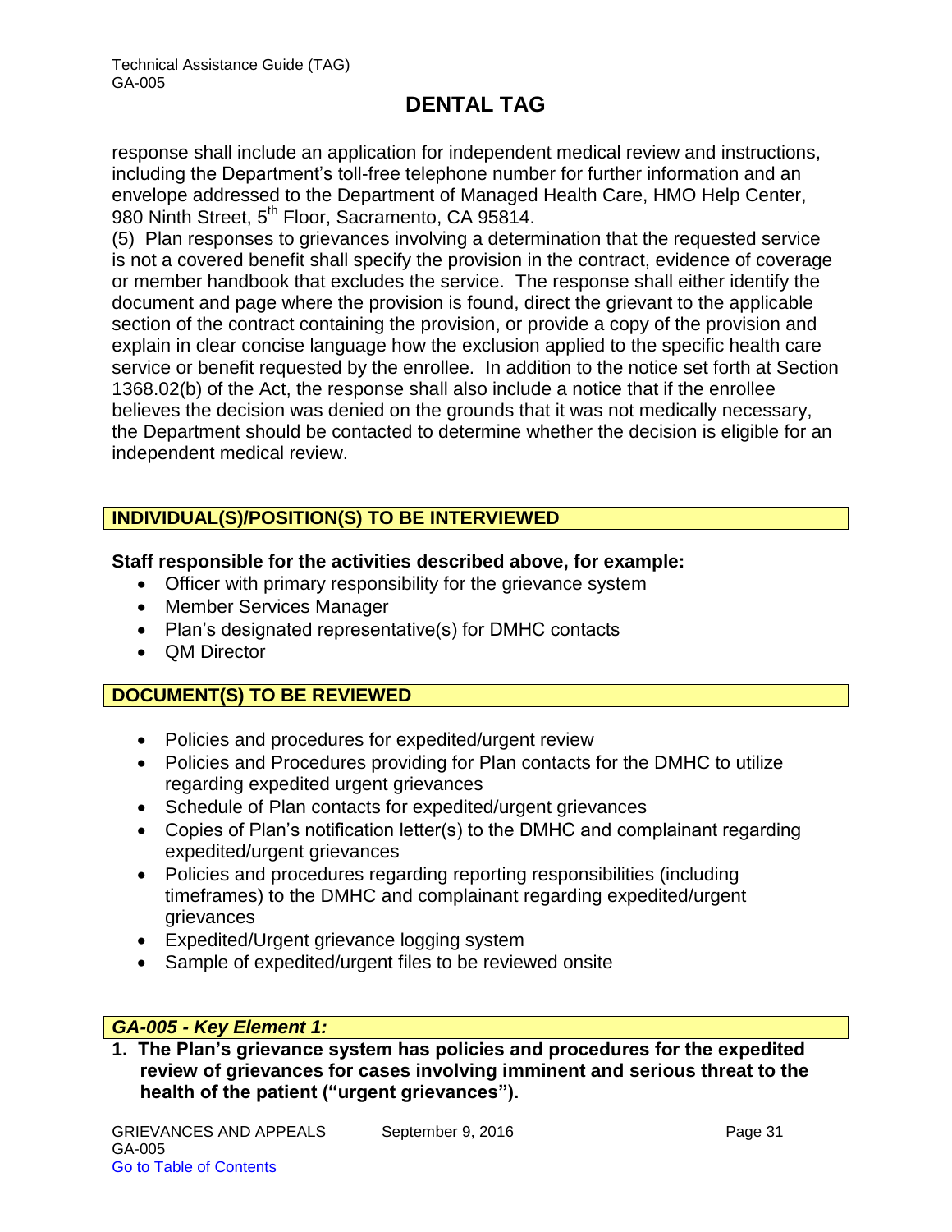response shall include an application for independent medical review and instructions, including the Department's toll-free telephone number for further information and an envelope addressed to the Department of Managed Health Care, HMO Help Center, 980 Ninth Street, 5th Floor, Sacramento, CA 95814.

(5) Plan responses to grievances involving a determination that the requested service is not a covered benefit shall specify the provision in the contract, evidence of coverage or member handbook that excludes the service. The response shall either identify the document and page where the provision is found, direct the grievant to the applicable section of the contract containing the provision, or provide a copy of the provision and explain in clear concise language how the exclusion applied to the specific health care service or benefit requested by the enrollee. In addition to the notice set forth at Section 1368.02(b) of the Act, the response shall also include a notice that if the enrollee believes the decision was denied on the grounds that it was not medically necessary, the Department should be contacted to determine whether the decision is eligible for an independent medical review.

## INDIVIDUAL(S)/POSITION(S) TO BE INTERVIEWED

**Staff responsible for the activities described above, for example:**

- Officer with primary responsibility for the grievance system
- Member Services Manager
- Plan's designated representative(s) for DMHC contacts
- QM Director

## DOCUMENT(S) TO BE REVIEWED

- Policies and procedures for expedited/urgent review
- Policies and Procedures providing for Plan contacts for the DMHC to utilize regarding expedited urgent grievances
- Schedule of Plan contacts for expedited/urgent grievances
- Copies of Plan's notification letter(s) to the DMHC and complainant regarding expedited/urgent grievances
- Policies and procedures regarding reporting responsibilities (including timeframes) to the DMHC and complainant regarding expedited/urgent grievances
- Expedited/Urgent grievance logging system
- Sample of expedited/urgent files to be reviewed onsite

## *GA-005 - Key Element 1:*

**1. The Plan's grievance system has policies and procedures for the expedited review of grievances for cases involving imminent and serious threat to the health of the patient ("urgent grievances").**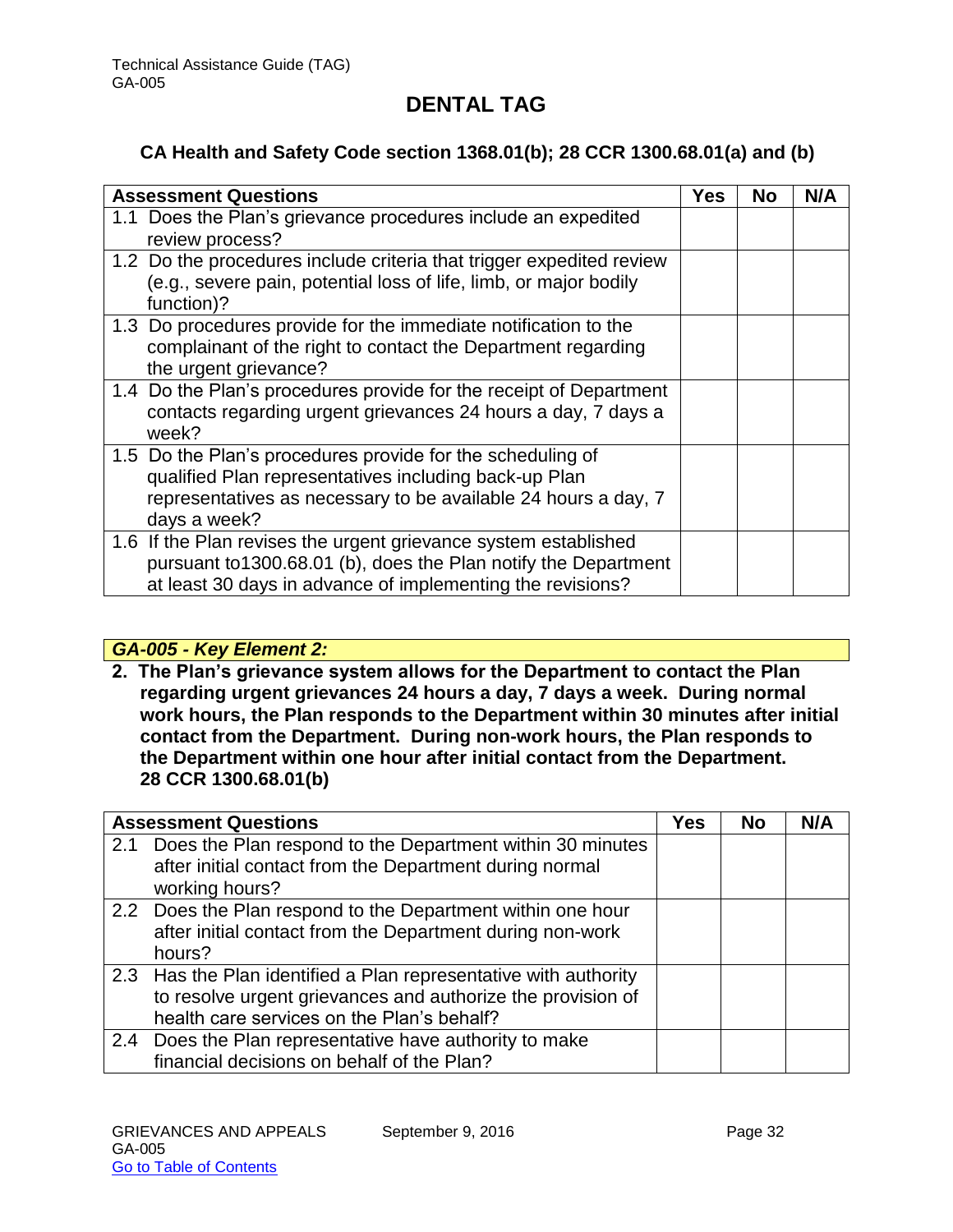## DENTAL TAG

### CA Health and Safety Code section 1368.01(b); 28 CCR 1300.68.01(a) and (b)

| Assessment Questions | Yes | No | N/A |
|---|---|---|---|
| 1.1 Does the Plan's grievance procedures include an expedited review process? | | | |
| 1.2 Do the procedures include criteria that trigger expedited review (e.g., severe pain, potential loss of life, limb, or major bodily function)? | | | |
| 1.3 Do procedures provide for the immediate notification to the complainant of the right to contact the Department regarding the urgent grievance? | | | |
| 1.4 Do the Plan's procedures provide for the receipt of Department contacts regarding urgent grievances 24 hours a day, 7 days a week? | | | |
| 1.5 Do the Plan's procedures provide for the scheduling of qualified Plan representatives including back-up Plan representatives as necessary to be available 24 hours a day, 7 days a week? | | | |
| 1.6 If the Plan revises the urgent grievance system established pursuant to1300.68.01 (b), does the Plan notify the Department at least 30 days in advance of implementing the revisions? | | | |

***GA-005 - Key Element 2:***

**2. The Plan's grievance system allows for the Department to contact the Plan regarding urgent grievances 24 hours a day, 7 days a week. During normal work hours, the Plan responds to the Department within 30 minutes after initial contact from the Department. During non-work hours, the Plan responds to the Department within one hour after initial contact from the Department. 28 CCR 1300.68.01(b)**

| Assessment Questions | Yes | No | N/A |
|---|---|---|---|
| 2.1 Does the Plan respond to the Department within 30 minutes after initial contact from the Department during normal working hours? | | | |
| 2.2 Does the Plan respond to the Department within one hour after initial contact from the Department during non-work hours? | | | |
| 2.3 Has the Plan identified a Plan representative with authority to resolve urgent grievances and authorize the provision of health care services on the Plan's behalf? | | | |
| 2.4 Does the Plan representative have authority to make financial decisions on behalf of the Plan? | | | |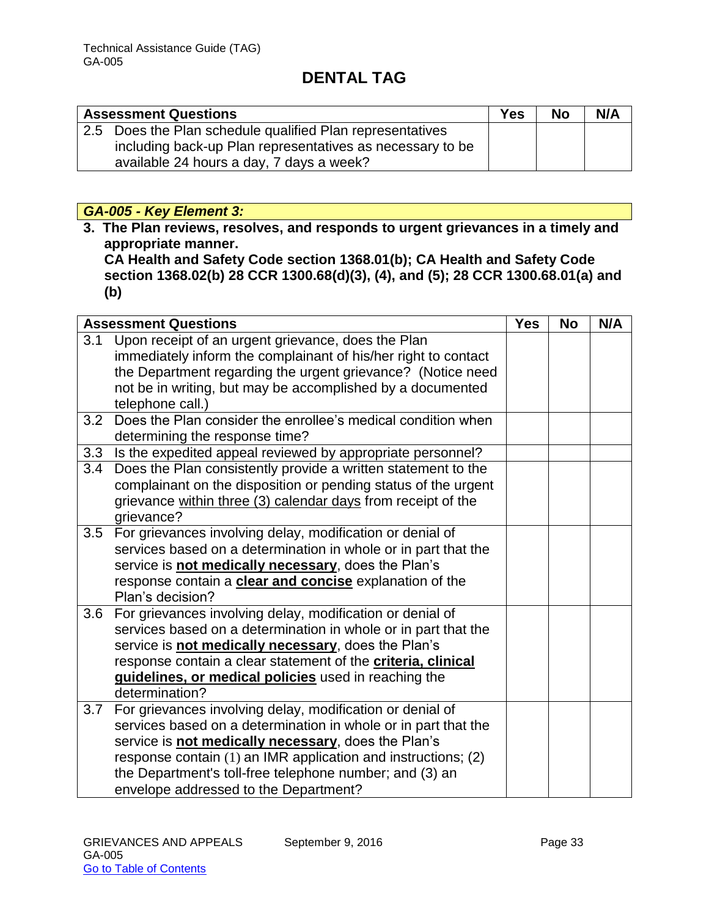| Assessment Questions | Yes | No | N/A |
|---|---|---|---|
| 2.5 Does the Plan schedule qualified Plan representatives including back-up Plan representatives as necessary to be available 24 hours a day, 7 days a week? | | | |

***GA-005 - Key Element 3:***

**3. The Plan reviews, resolves, and responds to urgent grievances in a timely and appropriate manner.**
**CA Health and Safety Code section 1368.01(b); CA Health and Safety Code section 1368.02(b) 28 CCR 1300.68(d)(3), (4), and (5); 28 CCR 1300.68.01(a) and (b)**

| Assessment Questions | Yes | No | N/A |
|---|---|---|---|
| 3.1 Upon receipt of an urgent grievance, does the Plan immediately inform the complainant of his/her right to contact the Department regarding the urgent grievance? (Notice need not be in writing, but may be accomplished by a documented telephone call.) | | | |
| 3.2 Does the Plan consider the enrollee's medical condition when determining the response time? | | | |
| 3.3 Is the expedited appeal reviewed by appropriate personnel? | | | |
| 3.4 Does the Plan consistently provide a written statement to the complainant on the disposition or pending status of the urgent grievance within three (3) calendar days from receipt of the grievance? | | | |
| 3.5 For grievances involving delay, modification or denial of services based on a determination in whole or in part that the service is **not medically necessary**, does the Plan's response contain a **clear and concise** explanation of the Plan's decision? | | | |
| 3.6 For grievances involving delay, modification or denial of services based on a determination in whole or in part that the service is **not medically necessary**, does the Plan's response contain a clear statement of the **criteria, clinical guidelines, or medical policies** used in reaching the determination? | | | |
| 3.7 For grievances involving delay, modification or denial of services based on a determination in whole or in part that the service is **not medically necessary**, does the Plan's response contain (1) an IMR application and instructions; (2) the Department's toll-free telephone number; and (3) an envelope addressed to the Department? | | | |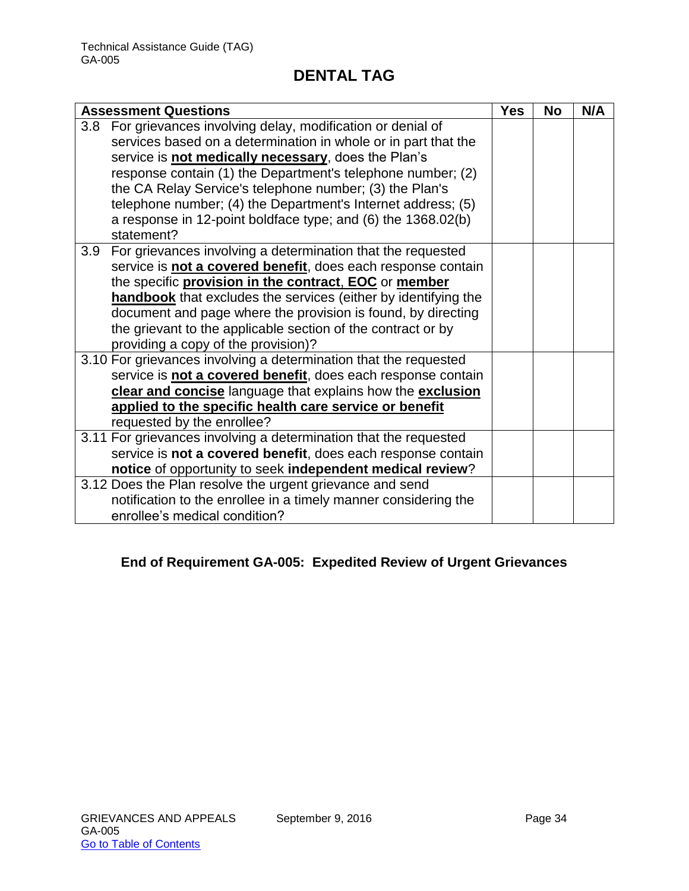# DENTAL TAG

| Assessment Questions | Yes | No | N/A |
|---|---|---|---|
| 3.8 For grievances involving delay, modification or denial of services based on a determination in whole or in part that the service is **not medically necessary**, does the Plan's response contain (1) the Department's telephone number; (2) the CA Relay Service's telephone number; (3) the Plan's telephone number; (4) the Department's Internet address; (5) a response in 12-point boldface type; and (6) the 1368.02(b) statement? | | | |
| 3.9 For grievances involving a determination that the requested service is **not a covered benefit**, does each response contain the specific **provision in the contract**, **EOC** or **member handbook** that excludes the services (either by identifying the document and page where the provision is found, by directing the grievant to the applicable section of the contract or by providing a copy of the provision)? | | | |
| 3.10 For grievances involving a determination that the requested service is **not a covered benefit**, does each response contain **clear and concise** language that explains how the **exclusion applied to the specific health care service or benefit** requested by the enrollee? | | | |
| 3.11 For grievances involving a determination that the requested service is **not a covered benefit**, does each response contain **notice** of opportunity to seek **independent medical review**? | | | |
| 3.12 Does the Plan resolve the urgent grievance and send notification to the enrollee in a timely manner considering the enrollee's medical condition? | | | |

**End of Requirement GA-005: Expedited Review of Urgent Grievances**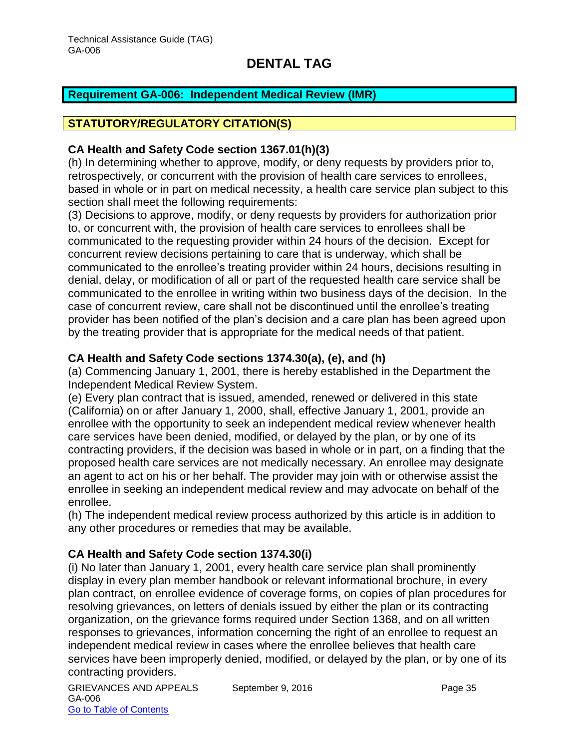# DENTAL TAG

## Requirement GA-006: Independent Medical Review (IMR)

## STATUTORY/REGULATORY CITATION(S)

### CA Health and Safety Code section 1367.01(h)(3)

(h) In determining whether to approve, modify, or deny requests by providers prior to, retrospectively, or concurrent with the provision of health care services to enrollees, based in whole or in part on medical necessity, a health care service plan subject to this section shall meet the following requirements:

(3) Decisions to approve, modify, or deny requests by providers for authorization prior to, or concurrent with, the provision of health care services to enrollees shall be communicated to the requesting provider within 24 hours of the decision. Except for concurrent review decisions pertaining to care that is underway, which shall be communicated to the enrollee's treating provider within 24 hours, decisions resulting in denial, delay, or modification of all or part of the requested health care service shall be communicated to the enrollee in writing within two business days of the decision. In the case of concurrent review, care shall not be discontinued until the enrollee's treating provider has been notified of the plan's decision and a care plan has been agreed upon by the treating provider that is appropriate for the medical needs of that patient.

### CA Health and Safety Code sections 1374.30(a), (e), and (h)

(a) Commencing January 1, 2001, there is hereby established in the Department the Independent Medical Review System.

(e) Every plan contract that is issued, amended, renewed or delivered in this state (California) on or after January 1, 2000, shall, effective January 1, 2001, provide an enrollee with the opportunity to seek an independent medical review whenever health care services have been denied, modified, or delayed by the plan, or by one of its contracting providers, if the decision was based in whole or in part, on a finding that the proposed health care services are not medically necessary. An enrollee may designate an agent to act on his or her behalf. The provider may join with or otherwise assist the enrollee in seeking an independent medical review and may advocate on behalf of the enrollee.

(h) The independent medical review process authorized by this article is in addition to any other procedures or remedies that may be available.

### CA Health and Safety Code section 1374.30(i)

(i) No later than January 1, 2001, every health care service plan shall prominently display in every plan member handbook or relevant informational brochure, in every plan contract, on enrollee evidence of coverage forms, on copies of plan procedures for resolving grievances, on letters of denials issued by either the plan or its contracting organization, on the grievance forms required under Section 1368, and on all written responses to grievances, information concerning the right of an enrollee to request an independent medical review in cases where the enrollee believes that health care services have been improperly denied, modified, or delayed by the plan, or by one of its contracting providers.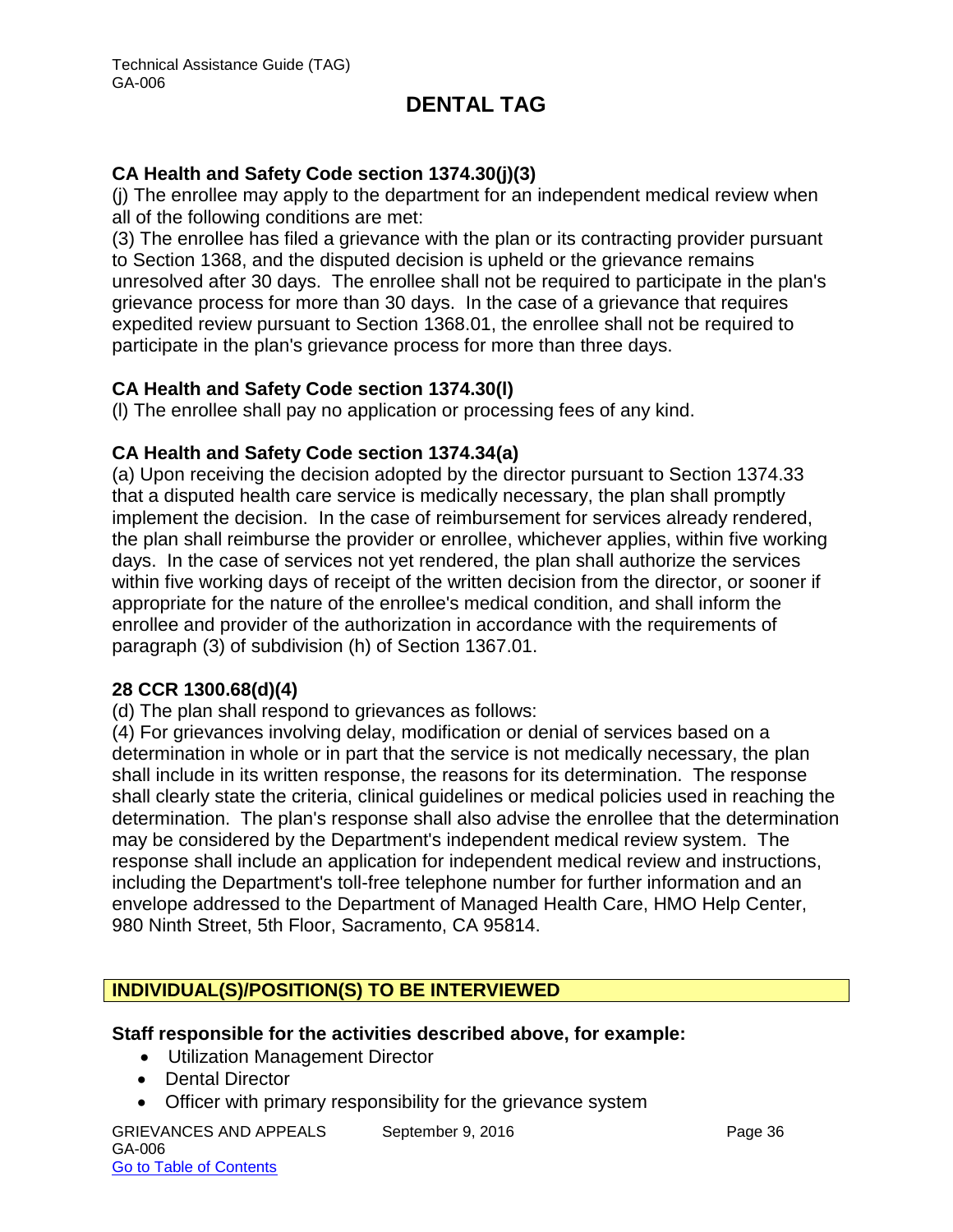**CA Health and Safety Code section 1374.30(j)(3)**

(j) The enrollee may apply to the department for an independent medical review when all of the following conditions are met:

(3) The enrollee has filed a grievance with the plan or its contracting provider pursuant to Section 1368, and the disputed decision is upheld or the grievance remains unresolved after 30 days. The enrollee shall not be required to participate in the plan's grievance process for more than 30 days. In the case of a grievance that requires expedited review pursuant to Section 1368.01, the enrollee shall not be required to participate in the plan's grievance process for more than three days.

**CA Health and Safety Code section 1374.30(l)**

(l) The enrollee shall pay no application or processing fees of any kind.

**CA Health and Safety Code section 1374.34(a)**

(a) Upon receiving the decision adopted by the director pursuant to Section 1374.33 that a disputed health care service is medically necessary, the plan shall promptly implement the decision. In the case of reimbursement for services already rendered, the plan shall reimburse the provider or enrollee, whichever applies, within five working days. In the case of services not yet rendered, the plan shall authorize the services within five working days of receipt of the written decision from the director, or sooner if appropriate for the nature of the enrollee's medical condition, and shall inform the enrollee and provider of the authorization in accordance with the requirements of paragraph (3) of subdivision (h) of Section 1367.01.

**28 CCR 1300.68(d)(4)**

(d) The plan shall respond to grievances as follows:

(4) For grievances involving delay, modification or denial of services based on a determination in whole or in part that the service is not medically necessary, the plan shall include in its written response, the reasons for its determination. The response shall clearly state the criteria, clinical guidelines or medical policies used in reaching the determination. The plan's response shall also advise the enrollee that the determination may be considered by the Department's independent medical review system. The response shall include an application for independent medical review and instructions, including the Department's toll-free telephone number for further information and an envelope addressed to the Department of Managed Health Care, HMO Help Center, 980 Ninth Street, 5th Floor, Sacramento, CA 95814.

## INDIVIDUAL(S)/POSITION(S) TO BE INTERVIEWED

**Staff responsible for the activities described above, for example:**

- Utilization Management Director
- Dental Director
- Officer with primary responsibility for the grievance system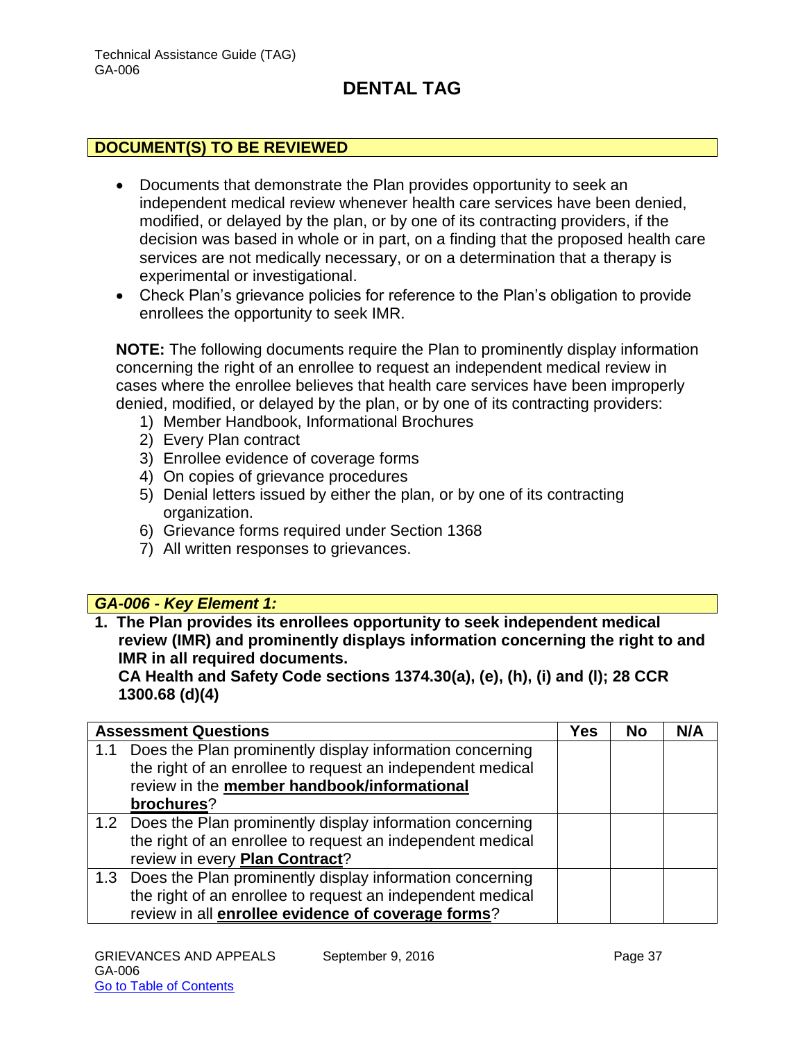Technical Assistance Guide (TAG)
GA-006

# DENTAL TAG

## DOCUMENT(S) TO BE REVIEWED

- Documents that demonstrate the Plan provides opportunity to seek an independent medical review whenever health care services have been denied, modified, or delayed by the plan, or by one of its contracting providers, if the decision was based in whole or in part, on a finding that the proposed health care services are not medically necessary, or on a determination that a therapy is experimental or investigational.
- Check Plan's grievance policies for reference to the Plan's obligation to provide enrollees the opportunity to seek IMR.

**NOTE:** The following documents require the Plan to prominently display information concerning the right of an enrollee to request an independent medical review in cases where the enrollee believes that health care services have been improperly denied, modified, or delayed by the plan, or by one of its contracting providers:

1) Member Handbook, Informational Brochures
2) Every Plan contract
3) Enrollee evidence of coverage forms
4) On copies of grievance procedures
5) Denial letters issued by either the plan, or by one of its contracting organization.
6) Grievance forms required under Section 1368
7) All written responses to grievances.

## *GA-006 - Key Element 1:*

**1. The Plan provides its enrollees opportunity to seek independent medical review (IMR) and prominently displays information concerning the right to and IMR in all required documents.**
**CA Health and Safety Code sections 1374.30(a), (e), (h), (i) and (l); 28 CCR 1300.68 (d)(4)**

| Assessment Questions | Yes | No | N/A |
|---|---|---|---|
| 1.1 Does the Plan prominently display information concerning the right of an enrollee to request an independent medical review in the **member handbook/informational brochures**? | | | |
| 1.2 Does the Plan prominently display information concerning the right of an enrollee to request an independent medical review in every **Plan Contract**? | | | |
| 1.3 Does the Plan prominently display information concerning the right of an enrollee to request an independent medical review in all **enrollee evidence of coverage forms**? | | | |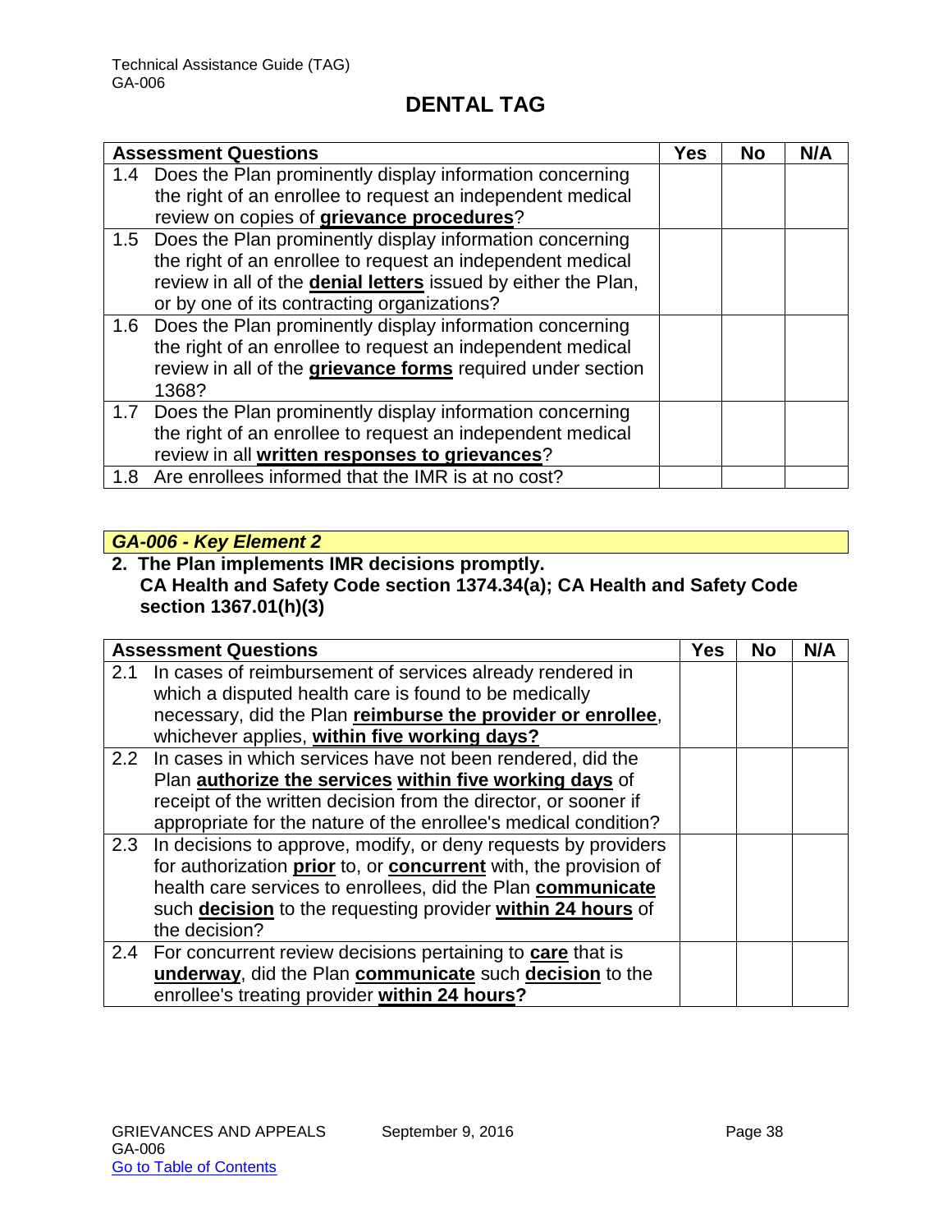# DENTAL TAG

| Assessment Questions | Yes | No | N/A |
|---|---|---|---|
| 1.4 Does the Plan prominently display information concerning the right of an enrollee to request an independent medical review on copies of **grievance procedures**? | | | |
| 1.5 Does the Plan prominently display information concerning the right of an enrollee to request an independent medical review in all of the **denial letters** issued by either the Plan, or by one of its contracting organizations? | | | |
| 1.6 Does the Plan prominently display information concerning the right of an enrollee to request an independent medical review in all of the **grievance forms** required under section 1368? | | | |
| 1.7 Does the Plan prominently display information concerning the right of an enrollee to request an independent medical review in all **written responses to grievances**? | | | |
| 1.8 Are enrollees informed that the IMR is at no cost? | | | |

### *GA-006 - Key Element 2*

**2. The Plan implements IMR decisions promptly.**
**CA Health and Safety Code section 1374.34(a); CA Health and Safety Code section 1367.01(h)(3)**

| Assessment Questions | Yes | No | N/A |
|---|---|---|---|
| 2.1 In cases of reimbursement of services already rendered in which a disputed health care is found to be medically necessary, did the Plan **reimburse the provider or enrollee**, whichever applies, **within five working days?** | | | |
| 2.2 In cases in which services have not been rendered, did the Plan **authorize the services** **within five working days** of receipt of the written decision from the director, or sooner if appropriate for the nature of the enrollee's medical condition? | | | |
| 2.3 In decisions to approve, modify, or deny requests by providers for authorization **prior** to, or **concurrent** with, the provision of health care services to enrollees, did the Plan **communicate** such **decision** to the requesting provider **within 24 hours** of the decision? | | | |
| 2.4 For concurrent review decisions pertaining to **care** that is **underway**, did the Plan **communicate** such **decision** to the enrollee's treating provider **within 24 hours?** | | | |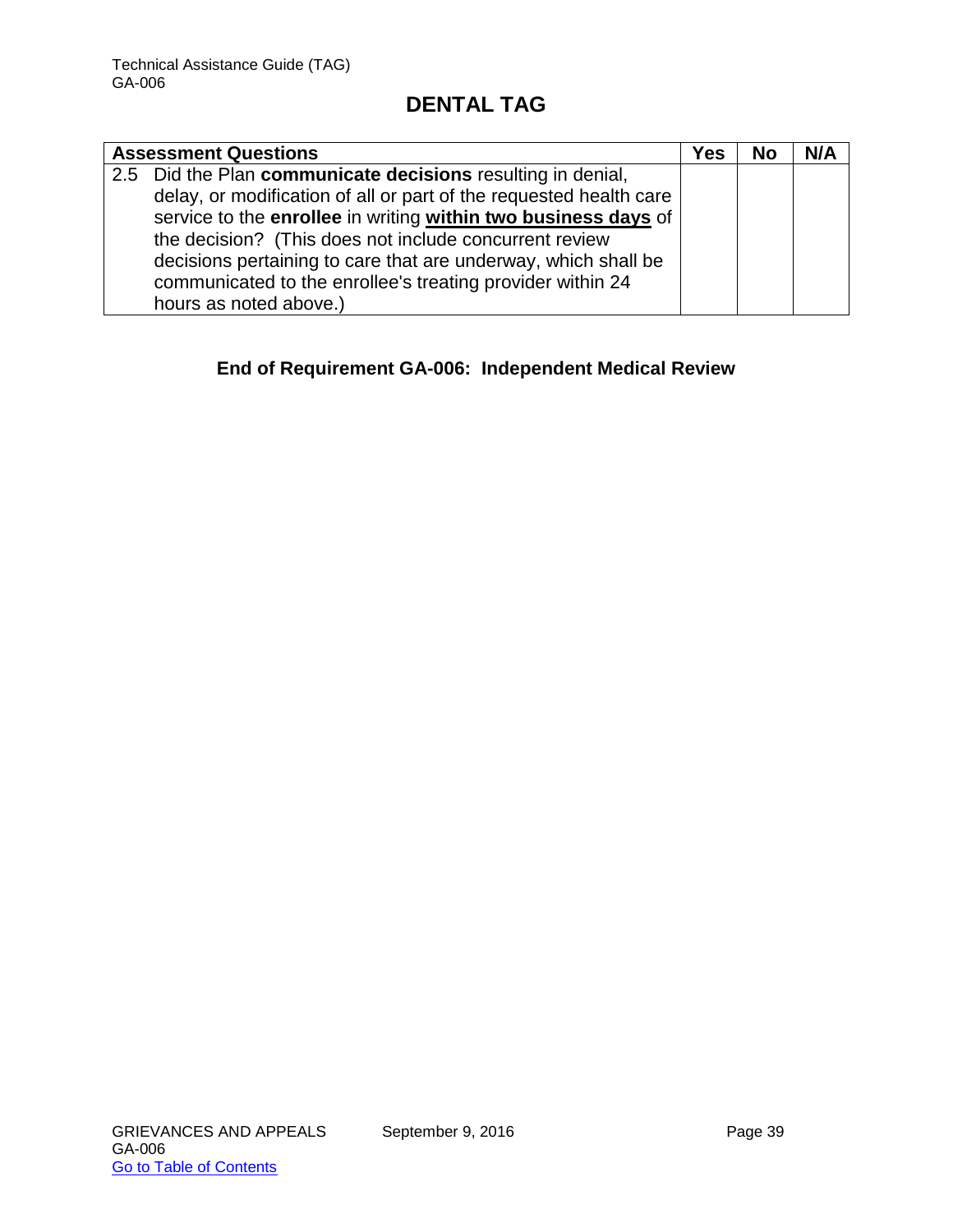## DENTAL TAG

| Assessment Questions | Yes | No | N/A |
|---|---|---|---|
| 2.5 Did the Plan **communicate decisions** resulting in denial, delay, or modification of all or part of the requested health care service to the **enrollee** in writing **within two business days** of the decision? (This does not include concurrent review decisions pertaining to care that are underway, which shall be communicated to the enrollee's treating provider within 24 hours as noted above.) | | | |

**End of Requirement GA-006: Independent Medical Review**